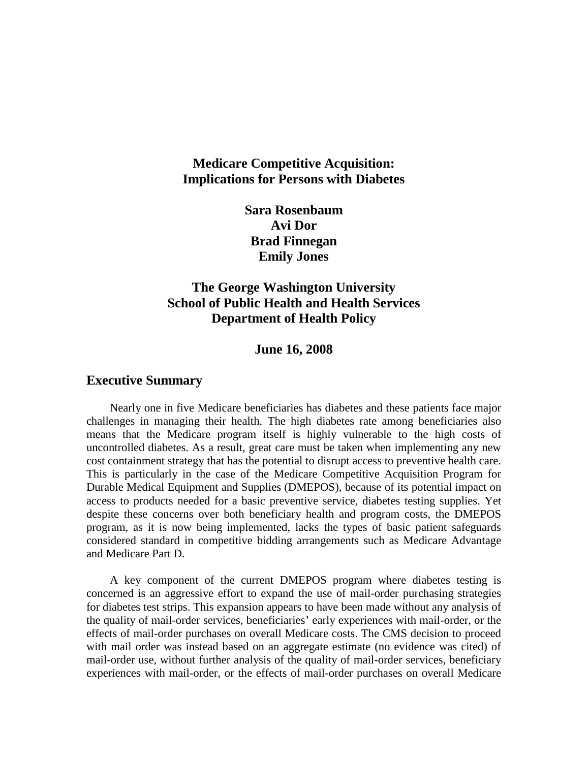# Medicare Competitive Acquisition: Implications for Persons with Diabetes

**Sara Rosenbaum**
**Avi Dor**
**Brad Finnegan**
**Emily Jones**

**The George Washington University**
**School of Public Health and Health Services**
**Department of Health Policy**

**June 16, 2008**

## Executive Summary

Nearly one in five Medicare beneficiaries has diabetes and these patients face major challenges in managing their health. The high diabetes rate among beneficiaries also means that the Medicare program itself is highly vulnerable to the high costs of uncontrolled diabetes. As a result, great care must be taken when implementing any new cost containment strategy that has the potential to disrupt access to preventive health care. This is particularly in the case of the Medicare Competitive Acquisition Program for Durable Medical Equipment and Supplies (DMEPOS), because of its potential impact on access to products needed for a basic preventive service, diabetes testing supplies. Yet despite these concerns over both beneficiary health and program costs, the DMEPOS program, as it is now being implemented, lacks the types of basic patient safeguards considered standard in competitive bidding arrangements such as Medicare Advantage and Medicare Part D.

A key component of the current DMEPOS program where diabetes testing is concerned is an aggressive effort to expand the use of mail-order purchasing strategies for diabetes test strips. This expansion appears to have been made without any analysis of the quality of mail-order services, beneficiaries' early experiences with mail-order, or the effects of mail-order purchases on overall Medicare costs. The CMS decision to proceed with mail order was instead based on an aggregate estimate (no evidence was cited) of mail-order use, without further analysis of the quality of mail-order services, beneficiary experiences with mail-order, or the effects of mail-order purchases on overall Medicare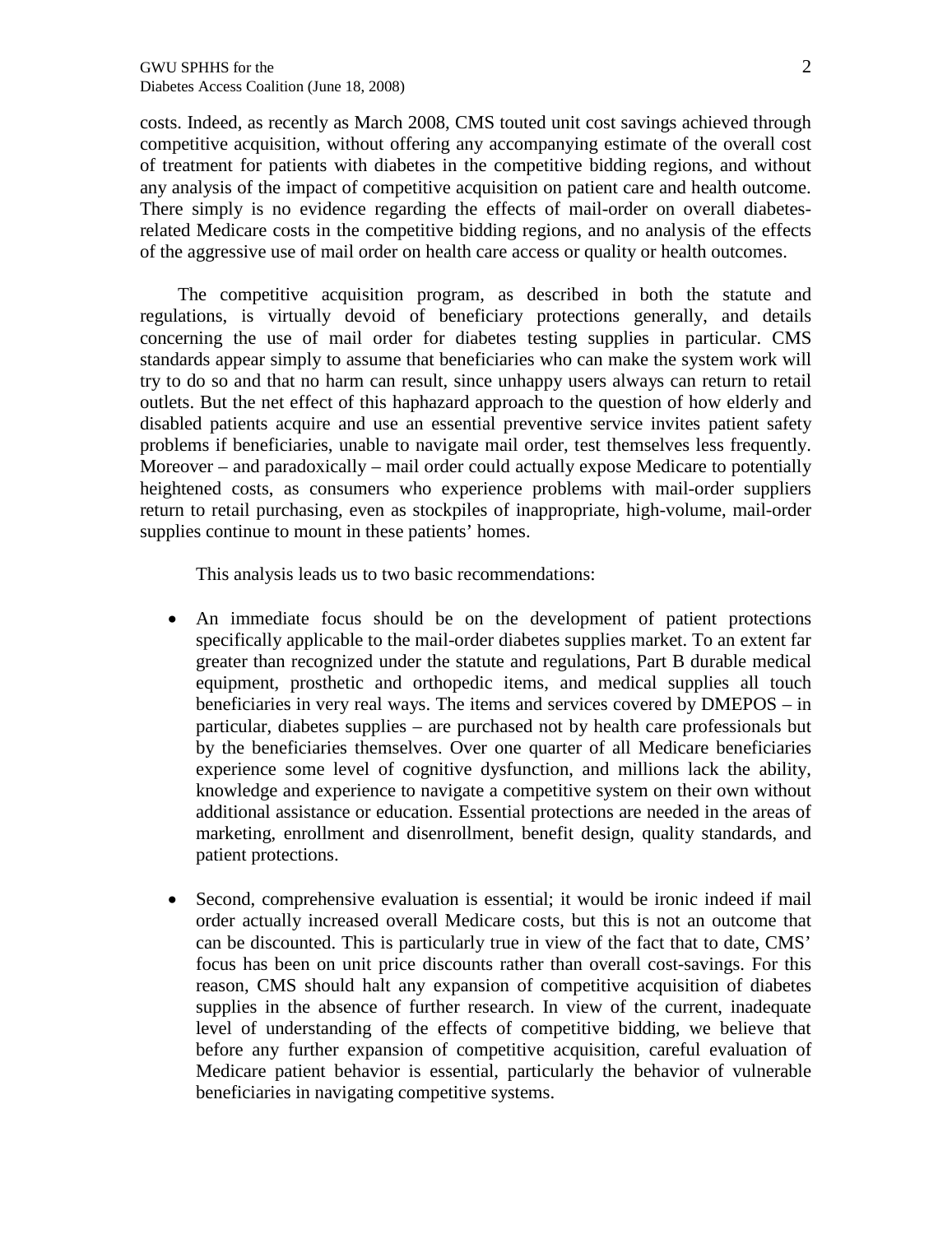costs. Indeed, as recently as March 2008, CMS touted unit cost savings achieved through competitive acquisition, without offering any accompanying estimate of the overall cost of treatment for patients with diabetes in the competitive bidding regions, and without any analysis of the impact of competitive acquisition on patient care and health outcome. There simply is no evidence regarding the effects of mail-order on overall diabetes-related Medicare costs in the competitive bidding regions, and no analysis of the effects of the aggressive use of mail order on health care access or quality or health outcomes.

The competitive acquisition program, as described in both the statute and regulations, is virtually devoid of beneficiary protections generally, and details concerning the use of mail order for diabetes testing supplies in particular. CMS standards appear simply to assume that beneficiaries who can make the system work will try to do so and that no harm can result, since unhappy users always can return to retail outlets. But the net effect of this haphazard approach to the question of how elderly and disabled patients acquire and use an essential preventive service invites patient safety problems if beneficiaries, unable to navigate mail order, test themselves less frequently. Moreover – and paradoxically – mail order could actually expose Medicare to potentially heightened costs, as consumers who experience problems with mail-order suppliers return to retail purchasing, even as stockpiles of inappropriate, high-volume, mail-order supplies continue to mount in these patients' homes.

This analysis leads us to two basic recommendations:

- An immediate focus should be on the development of patient protections specifically applicable to the mail-order diabetes supplies market. To an extent far greater than recognized under the statute and regulations, Part B durable medical equipment, prosthetic and orthopedic items, and medical supplies all touch beneficiaries in very real ways. The items and services covered by DMEPOS – in particular, diabetes supplies – are purchased not by health care professionals but by the beneficiaries themselves. Over one quarter of all Medicare beneficiaries experience some level of cognitive dysfunction, and millions lack the ability, knowledge and experience to navigate a competitive system on their own without additional assistance or education. Essential protections are needed in the areas of marketing, enrollment and disenrollment, benefit design, quality standards, and patient protections.

- Second, comprehensive evaluation is essential; it would be ironic indeed if mail order actually increased overall Medicare costs, but this is not an outcome that can be discounted. This is particularly true in view of the fact that to date, CMS' focus has been on unit price discounts rather than overall cost-savings. For this reason, CMS should halt any expansion of competitive acquisition of diabetes supplies in the absence of further research. In view of the current, inadequate level of understanding of the effects of competitive bidding, we believe that before any further expansion of competitive acquisition, careful evaluation of Medicare patient behavior is essential, particularly the behavior of vulnerable beneficiaries in navigating competitive systems.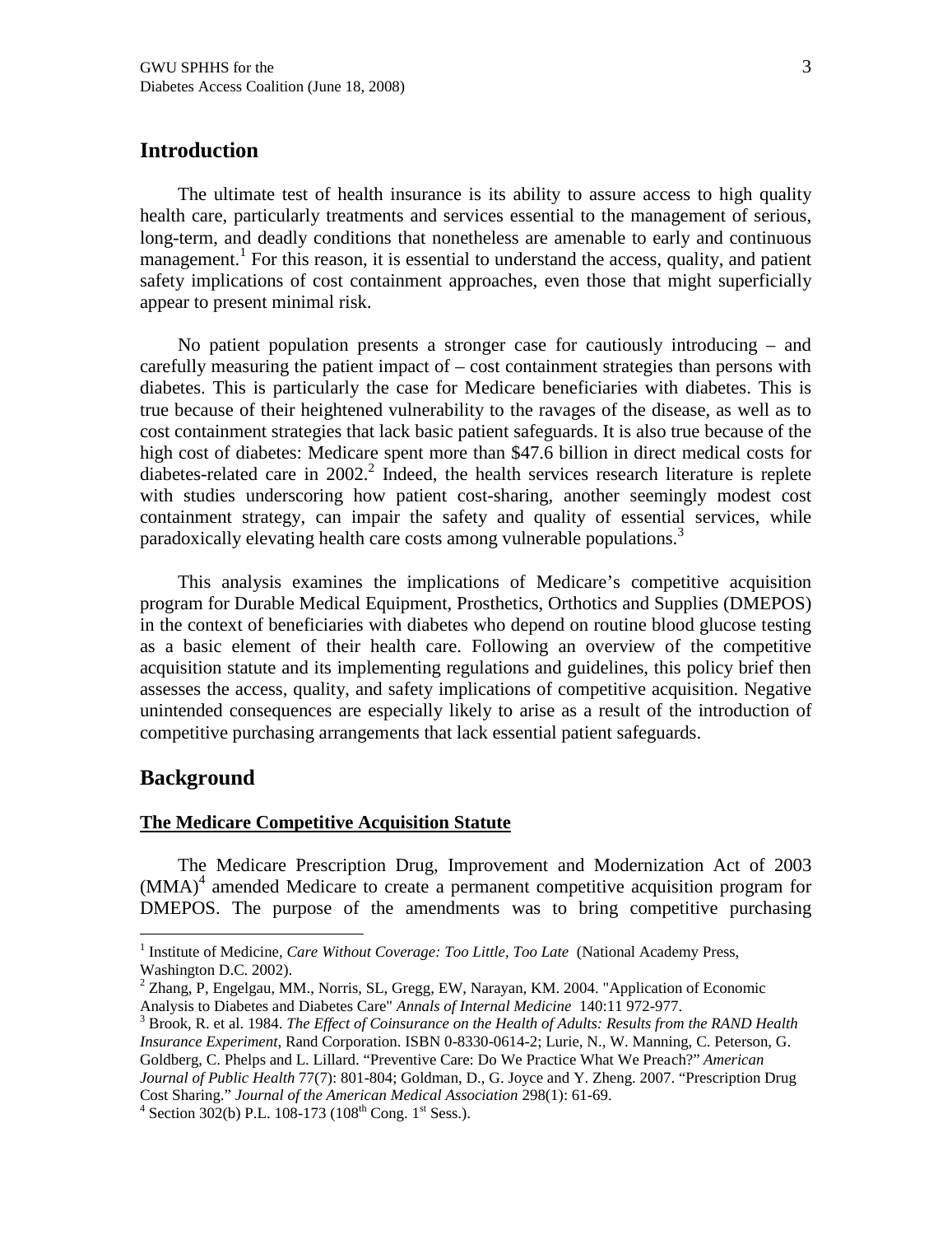## Introduction

The ultimate test of health insurance is its ability to assure access to high quality health care, particularly treatments and services essential to the management of serious, long-term, and deadly conditions that nonetheless are amenable to early and continuous management.[1] For this reason, it is essential to understand the access, quality, and patient safety implications of cost containment approaches, even those that might superficially appear to present minimal risk.

No patient population presents a stronger case for cautiously introducing – and carefully measuring the patient impact of – cost containment strategies than persons with diabetes. This is particularly the case for Medicare beneficiaries with diabetes. This is true because of their heightened vulnerability to the ravages of the disease, as well as to cost containment strategies that lack basic patient safeguards. It is also true because of the high cost of diabetes: Medicare spent more than $47.6 billion in direct medical costs for diabetes-related care in 2002.[2] Indeed, the health services research literature is replete with studies underscoring how patient cost-sharing, another seemingly modest cost containment strategy, can impair the safety and quality of essential services, while paradoxically elevating health care costs among vulnerable populations.[3]

This analysis examines the implications of Medicare's competitive acquisition program for Durable Medical Equipment, Prosthetics, Orthotics and Supplies (DMEPOS) in the context of beneficiaries with diabetes who depend on routine blood glucose testing as a basic element of their health care. Following an overview of the competitive acquisition statute and its implementing regulations and guidelines, this policy brief then assesses the access, quality, and safety implications of competitive acquisition. Negative unintended consequences are especially likely to arise as a result of the introduction of competitive purchasing arrangements that lack essential patient safeguards.

## Background

### The Medicare Competitive Acquisition Statute

The Medicare Prescription Drug, Improvement and Modernization Act of 2003 (MMA)[4] amended Medicare to create a permanent competitive acquisition program for DMEPOS. The purpose of the amendments was to bring competitive purchasing

---

[1] Institute of Medicine, *Care Without Coverage: Too Little, Too Late* (National Academy Press, Washington D.C. 2002).

[2] Zhang, P, Engelgau, MM., Norris, SL, Gregg, EW, Narayan, KM. 2004. "Application of Economic Analysis to Diabetes and Diabetes Care" *Annals of Internal Medicine* 140:11 972-977.

[3] Brook, R. et al. 1984. *The Effect of Coinsurance on the Health of Adults: Results from the RAND Health Insurance Experiment*, Rand Corporation. ISBN 0-8330-0614-2; Lurie, N., W. Manning, C. Peterson, G. Goldberg, C. Phelps and L. Lillard. "Preventive Care: Do We Practice What We Preach?" *American Journal of Public Health* 77(7): 801-804; Goldman, D., G. Joyce and Y. Zheng. 2007. "Prescription Drug Cost Sharing." *Journal of the American Medical Association* 298(1): 61-69.

[4] Section 302(b) P.L. 108-173 (108th Cong. 1st Sess.).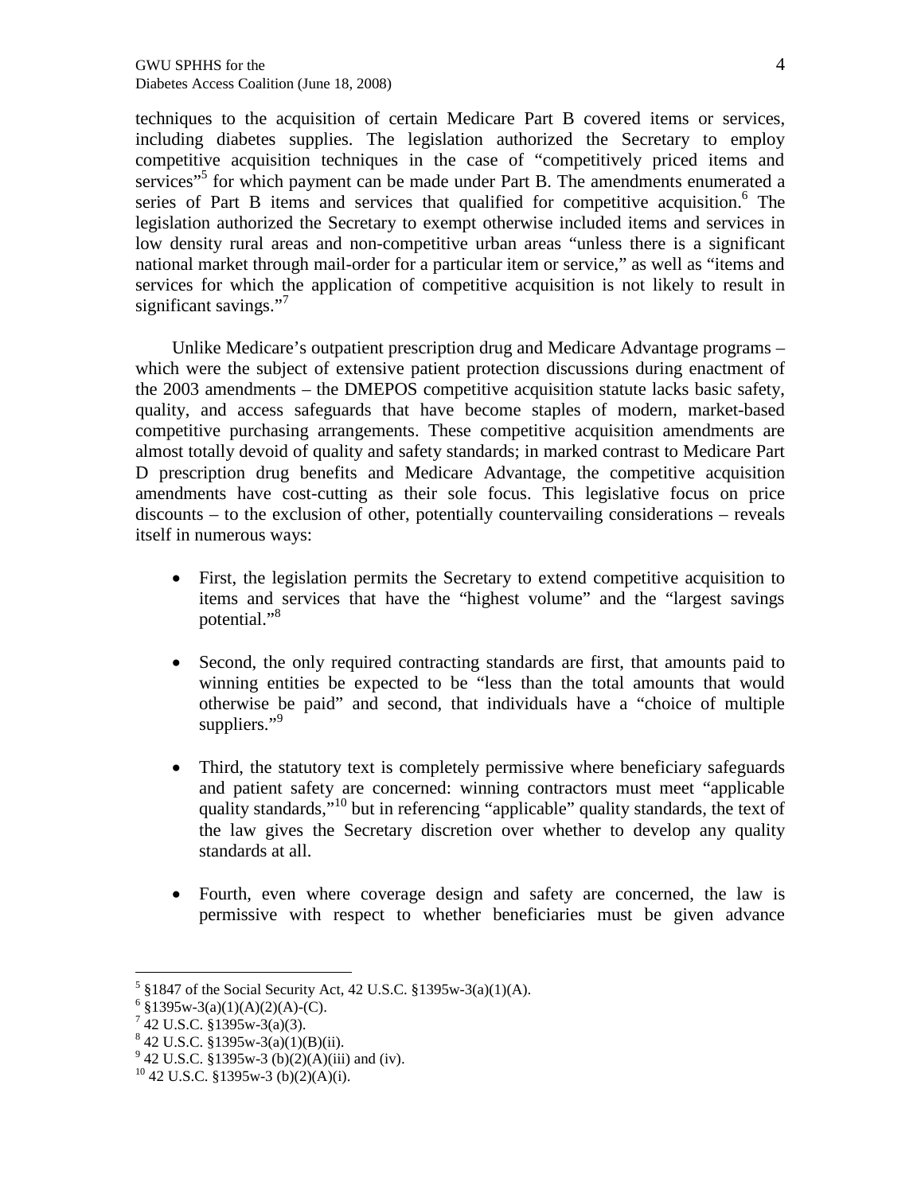techniques to the acquisition of certain Medicare Part B covered items or services, including diabetes supplies. The legislation authorized the Secretary to employ competitive acquisition techniques in the case of "competitively priced items and services"[5] for which payment can be made under Part B. The amendments enumerated a series of Part B items and services that qualified for competitive acquisition.[6] The legislation authorized the Secretary to exempt otherwise included items and services in low density rural areas and non-competitive urban areas "unless there is a significant national market through mail-order for a particular item or service," as well as "items and services for which the application of competitive acquisition is not likely to result in significant savings."[7]

Unlike Medicare's outpatient prescription drug and Medicare Advantage programs – which were the subject of extensive patient protection discussions during enactment of the 2003 amendments – the DMEPOS competitive acquisition statute lacks basic safety, quality, and access safeguards that have become staples of modern, market-based competitive purchasing arrangements. These competitive acquisition amendments are almost totally devoid of quality and safety standards; in marked contrast to Medicare Part D prescription drug benefits and Medicare Advantage, the competitive acquisition amendments have cost-cutting as their sole focus. This legislative focus on price discounts – to the exclusion of other, potentially countervailing considerations – reveals itself in numerous ways:

- First, the legislation permits the Secretary to extend competitive acquisition to items and services that have the "highest volume" and the "largest savings potential."[8]

- Second, the only required contracting standards are first, that amounts paid to winning entities be expected to be "less than the total amounts that would otherwise be paid" and second, that individuals have a "choice of multiple suppliers."[9]

- Third, the statutory text is completely permissive where beneficiary safeguards and patient safety are concerned: winning contractors must meet "applicable quality standards,"[10] but in referencing "applicable" quality standards, the text of the law gives the Secretary discretion over whether to develop any quality standards at all.

- Fourth, even where coverage design and safety are concerned, the law is permissive with respect to whether beneficiaries must be given advance

---

[5] §1847 of the Social Security Act, 42 U.S.C. §1395w-3(a)(1)(A).

[6] §1395w-3(a)(1)(A)(2)(A)-(C).

[7] 42 U.S.C. §1395w-3(a)(3).

[8] 42 U.S.C. §1395w-3(a)(1)(B)(ii).

[9] 42 U.S.C. §1395w-3 (b)(2)(A)(iii) and (iv).

[10] 42 U.S.C. §1395w-3 (b)(2)(A)(i).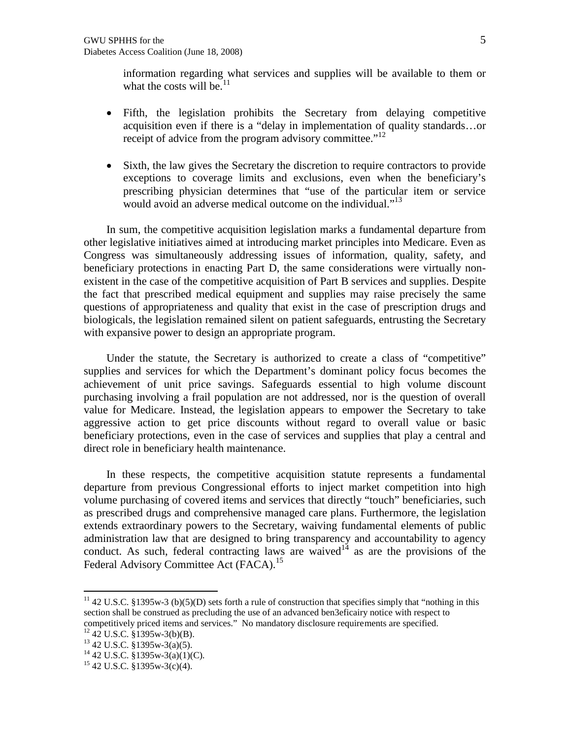information regarding what services and supplies will be available to them or what the costs will be.[11]

- Fifth, the legislation prohibits the Secretary from delaying competitive acquisition even if there is a "delay in implementation of quality standards…or receipt of advice from the program advisory committee."[12]

- Sixth, the law gives the Secretary the discretion to require contractors to provide exceptions to coverage limits and exclusions, even when the beneficiary's prescribing physician determines that "use of the particular item or service would avoid an adverse medical outcome on the individual."[13]

In sum, the competitive acquisition legislation marks a fundamental departure from other legislative initiatives aimed at introducing market principles into Medicare. Even as Congress was simultaneously addressing issues of information, quality, safety, and beneficiary protections in enacting Part D, the same considerations were virtually non-existent in the case of the competitive acquisition of Part B services and supplies. Despite the fact that prescribed medical equipment and supplies may raise precisely the same questions of appropriateness and quality that exist in the case of prescription drugs and biologicals, the legislation remained silent on patient safeguards, entrusting the Secretary with expansive power to design an appropriate program.

Under the statute, the Secretary is authorized to create a class of "competitive" supplies and services for which the Department's dominant policy focus becomes the achievement of unit price savings. Safeguards essential to high volume discount purchasing involving a frail population are not addressed, nor is the question of overall value for Medicare. Instead, the legislation appears to empower the Secretary to take aggressive action to get price discounts without regard to overall value or basic beneficiary protections, even in the case of services and supplies that play a central and direct role in beneficiary health maintenance.

In these respects, the competitive acquisition statute represents a fundamental departure from previous Congressional efforts to inject market competition into high volume purchasing of covered items and services that directly "touch" beneficiaries, such as prescribed drugs and comprehensive managed care plans. Furthermore, the legislation extends extraordinary powers to the Secretary, waiving fundamental elements of public administration law that are designed to bring transparency and accountability to agency conduct. As such, federal contracting laws are waived[14] as are the provisions of the Federal Advisory Committee Act (FACA).[15]

---

[11] 42 U.S.C. §1395w-3 (b)(5)(D) sets forth a rule of construction that specifies simply that "nothing in this section shall be construed as precluding the use of an advanced ben3eficairy notice with respect to competitively priced items and services." No mandatory disclosure requirements are specified.

[12] 42 U.S.C. §1395w-3(b)(B).

[13] 42 U.S.C. §1395w-3(a)(5).

[14] 42 U.S.C. §1395w-3(a)(1)(C).

[15] 42 U.S.C. §1395w-3(c)(4).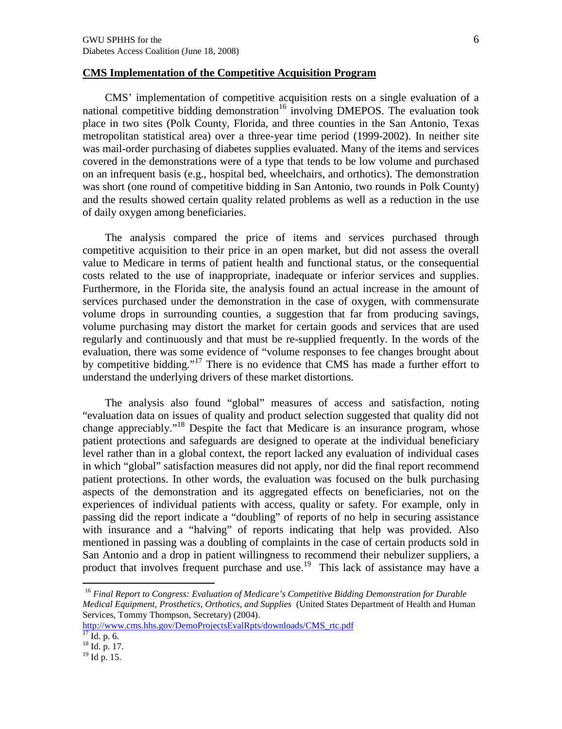## CMS Implementation of the Competitive Acquisition Program

CMS' implementation of competitive acquisition rests on a single evaluation of a national competitive bidding demonstration[16] involving DMEPOS. The evaluation took place in two sites (Polk County, Florida, and three counties in the San Antonio, Texas metropolitan statistical area) over a three-year time period (1999-2002). In neither site was mail-order purchasing of diabetes supplies evaluated. Many of the items and services covered in the demonstrations were of a type that tends to be low volume and purchased on an infrequent basis (e.g., hospital bed, wheelchairs, and orthotics). The demonstration was short (one round of competitive bidding in San Antonio, two rounds in Polk County) and the results showed certain quality related problems as well as a reduction in the use of daily oxygen among beneficiaries.

The analysis compared the price of items and services purchased through competitive acquisition to their price in an open market, but did not assess the overall value to Medicare in terms of patient health and functional status, or the consequential costs related to the use of inappropriate, inadequate or inferior services and supplies. Furthermore, in the Florida site, the analysis found an actual increase in the amount of services purchased under the demonstration in the case of oxygen, with commensurate volume drops in surrounding counties, a suggestion that far from producing savings, volume purchasing may distort the market for certain goods and services that are used regularly and continuously and that must be re-supplied frequently. In the words of the evaluation, there was some evidence of "volume responses to fee changes brought about by competitive bidding."[17] There is no evidence that CMS has made a further effort to understand the underlying drivers of these market distortions.

The analysis also found "global" measures of access and satisfaction, noting "evaluation data on issues of quality and product selection suggested that quality did not change appreciably."[18] Despite the fact that Medicare is an insurance program, whose patient protections and safeguards are designed to operate at the individual beneficiary level rather than in a global context, the report lacked any evaluation of individual cases in which "global" satisfaction measures did not apply, nor did the final report recommend patient protections. In other words, the evaluation was focused on the bulk purchasing aspects of the demonstration and its aggregated effects on beneficiaries, not on the experiences of individual patients with access, quality or safety. For example, only in passing did the report indicate a "doubling" of reports of no help in securing assistance with insurance and a "halving" of reports indicating that help was provided. Also mentioned in passing was a doubling of complaints in the case of certain products sold in San Antonio and a drop in patient willingness to recommend their nebulizer suppliers, a product that involves frequent purchase and use.[19] This lack of assistance may have a

---

[16] *Final Report to Congress: Evaluation of Medicare's Competitive Bidding Demonstration for Durable Medical Equipment, Prosthetics, Orthotics, and Supplies* (United States Department of Health and Human Services, Tommy Thompson, Secretary) (2004). http://www.cms.hhs.gov/DemoProjectsEvalRpts/downloads/CMS_rtc.pdf

[17] Id. p. 6.

[18] Id. p. 17.

[19] Id p. 15.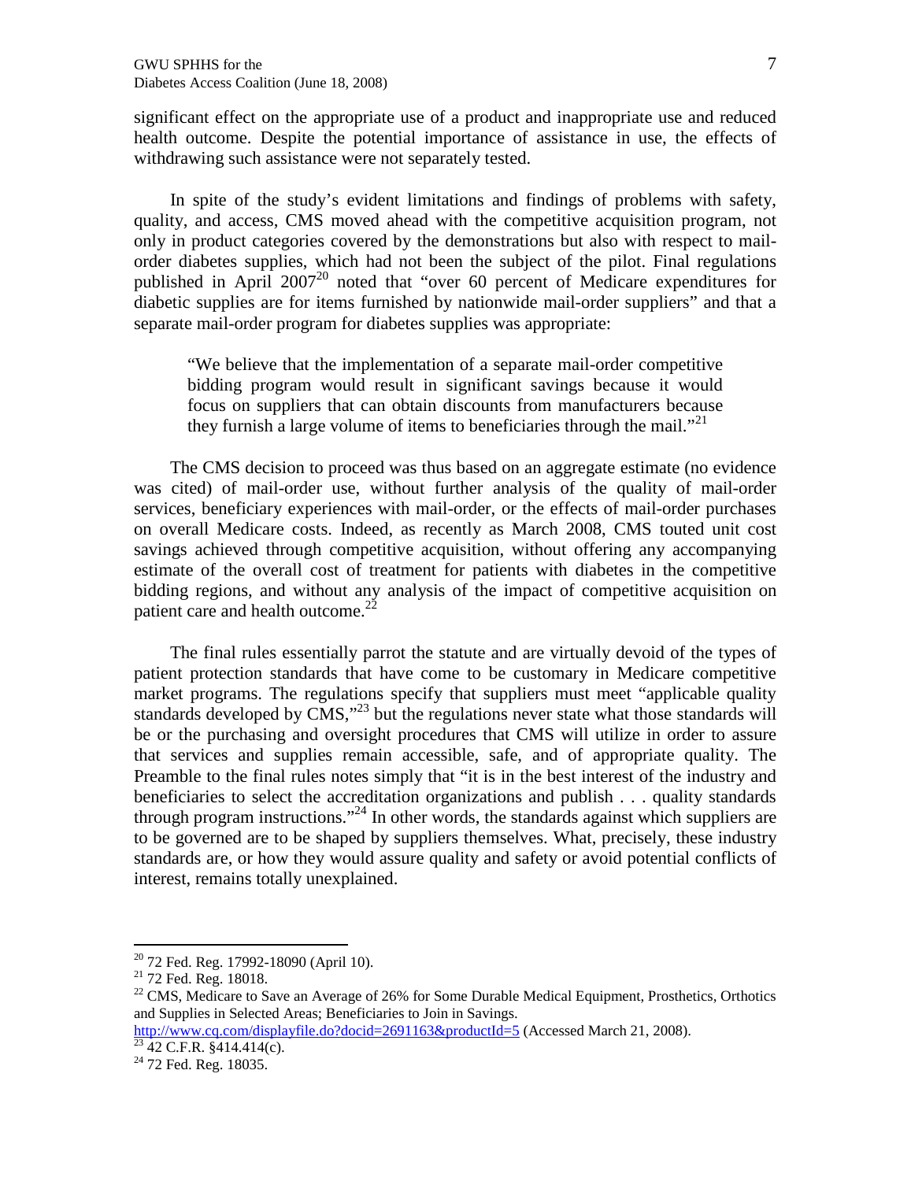significant effect on the appropriate use of a product and inappropriate use and reduced health outcome. Despite the potential importance of assistance in use, the effects of withdrawing such assistance were not separately tested.

In spite of the study's evident limitations and findings of problems with safety, quality, and access, CMS moved ahead with the competitive acquisition program, not only in product categories covered by the demonstrations but also with respect to mail-order diabetes supplies, which had not been the subject of the pilot. Final regulations published in April 2007[20] noted that "over 60 percent of Medicare expenditures for diabetic supplies are for items furnished by nationwide mail-order suppliers" and that a separate mail-order program for diabetes supplies was appropriate:

> "We believe that the implementation of a separate mail-order competitive bidding program would result in significant savings because it would focus on suppliers that can obtain discounts from manufacturers because they furnish a large volume of items to beneficiaries through the mail."[21]

The CMS decision to proceed was thus based on an aggregate estimate (no evidence was cited) of mail-order use, without further analysis of the quality of mail-order services, beneficiary experiences with mail-order, or the effects of mail-order purchases on overall Medicare costs. Indeed, as recently as March 2008, CMS touted unit cost savings achieved through competitive acquisition, without offering any accompanying estimate of the overall cost of treatment for patients with diabetes in the competitive bidding regions, and without any analysis of the impact of competitive acquisition on patient care and health outcome.[22]

The final rules essentially parrot the statute and are virtually devoid of the types of patient protection standards that have come to be customary in Medicare competitive market programs. The regulations specify that suppliers must meet "applicable quality standards developed by CMS,"[23] but the regulations never state what those standards will be or the purchasing and oversight procedures that CMS will utilize in order to assure that services and supplies remain accessible, safe, and of appropriate quality. The Preamble to the final rules notes simply that "it is in the best interest of the industry and beneficiaries to select the accreditation organizations and publish . . . quality standards through program instructions."[24] In other words, the standards against which suppliers are to be governed are to be shaped by suppliers themselves. What, precisely, these industry standards are, or how they would assure quality and safety or avoid potential conflicts of interest, remains totally unexplained.

---

[20] 72 Fed. Reg. 17992-18090 (April 10).

[21] 72 Fed. Reg. 18018.

[22] CMS, Medicare to Save an Average of 26% for Some Durable Medical Equipment, Prosthetics, Orthotics and Supplies in Selected Areas; Beneficiaries to Join in Savings. http://www.cq.com/displayfile.do?docid=2691163&productId=5 (Accessed March 21, 2008).

[23] 42 C.F.R. §414.414(c).

[24] 72 Fed. Reg. 18035.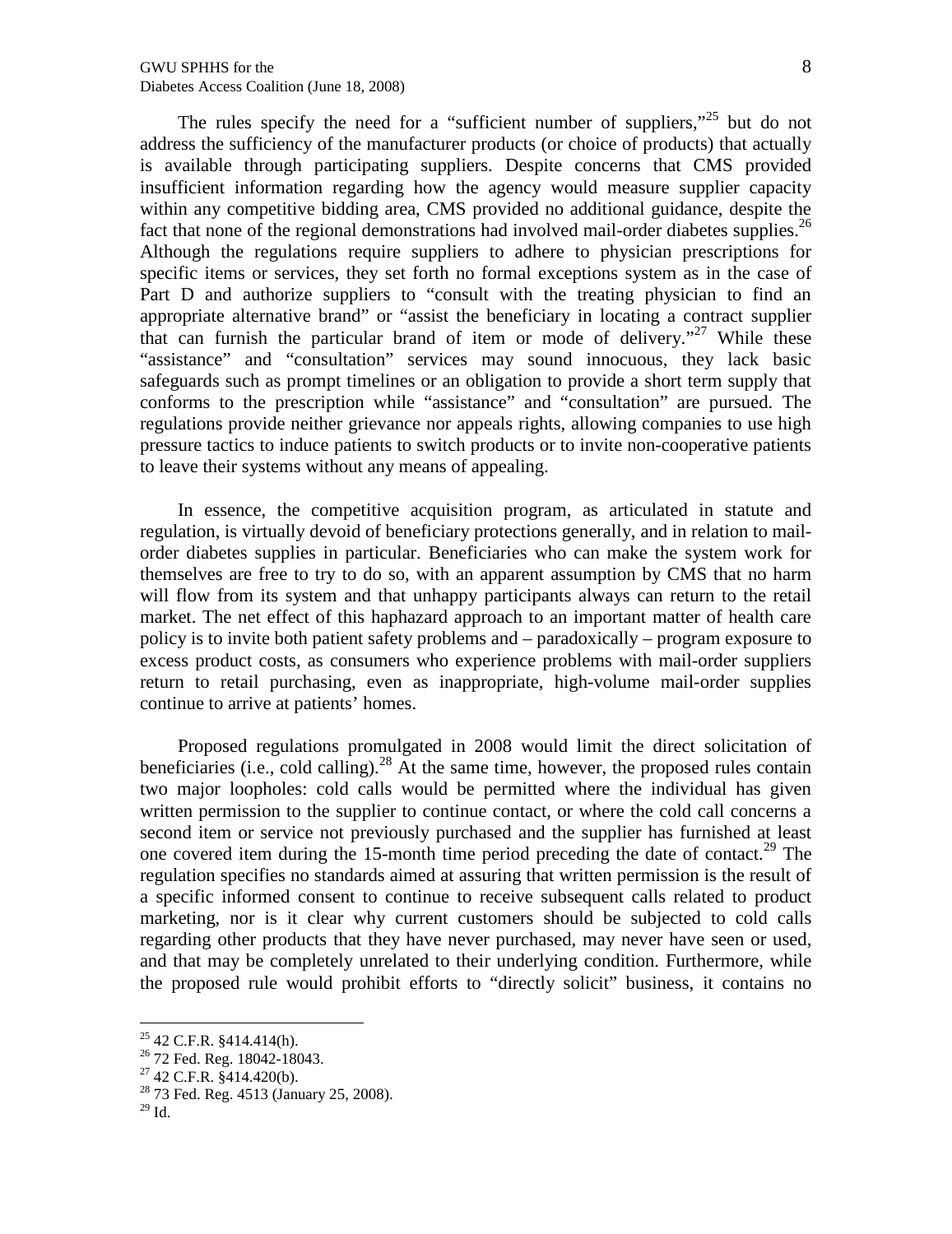The rules specify the need for a "sufficient number of suppliers,"[25] but do not address the sufficiency of the manufacturer products (or choice of products) that actually is available through participating suppliers. Despite concerns that CMS provided insufficient information regarding how the agency would measure supplier capacity within any competitive bidding area, CMS provided no additional guidance, despite the fact that none of the regional demonstrations had involved mail-order diabetes supplies.[26] Although the regulations require suppliers to adhere to physician prescriptions for specific items or services, they set forth no formal exceptions system as in the case of Part D and authorize suppliers to "consult with the treating physician to find an appropriate alternative brand" or "assist the beneficiary in locating a contract supplier that can furnish the particular brand of item or mode of delivery."[27] While these "assistance" and "consultation" services may sound innocuous, they lack basic safeguards such as prompt timelines or an obligation to provide a short term supply that conforms to the prescription while "assistance" and "consultation" are pursued. The regulations provide neither grievance nor appeals rights, allowing companies to use high pressure tactics to induce patients to switch products or to invite non-cooperative patients to leave their systems without any means of appealing.

In essence, the competitive acquisition program, as articulated in statute and regulation, is virtually devoid of beneficiary protections generally, and in relation to mail-order diabetes supplies in particular. Beneficiaries who can make the system work for themselves are free to try to do so, with an apparent assumption by CMS that no harm will flow from its system and that unhappy participants always can return to the retail market. The net effect of this haphazard approach to an important matter of health care policy is to invite both patient safety problems and – paradoxically – program exposure to excess product costs, as consumers who experience problems with mail-order suppliers return to retail purchasing, even as inappropriate, high-volume mail-order supplies continue to arrive at patients' homes.

Proposed regulations promulgated in 2008 would limit the direct solicitation of beneficiaries (i.e., cold calling).[28] At the same time, however, the proposed rules contain two major loopholes: cold calls would be permitted where the individual has given written permission to the supplier to continue contact, or where the cold call concerns a second item or service not previously purchased and the supplier has furnished at least one covered item during the 15-month time period preceding the date of contact.[29] The regulation specifies no standards aimed at assuring that written permission is the result of a specific informed consent to continue to receive subsequent calls related to product marketing, nor is it clear why current customers should be subjected to cold calls regarding other products that they have never purchased, may never have seen or used, and that may be completely unrelated to their underlying condition. Furthermore, while the proposed rule would prohibit efforts to "directly solicit" business, it contains no

---

[25] 42 C.F.R. §414.414(h).
[26] 72 Fed. Reg. 18042-18043.
[27] 42 C.F.R. §414.420(b).
[28] 73 Fed. Reg. 4513 (January 25, 2008).
[29] Id.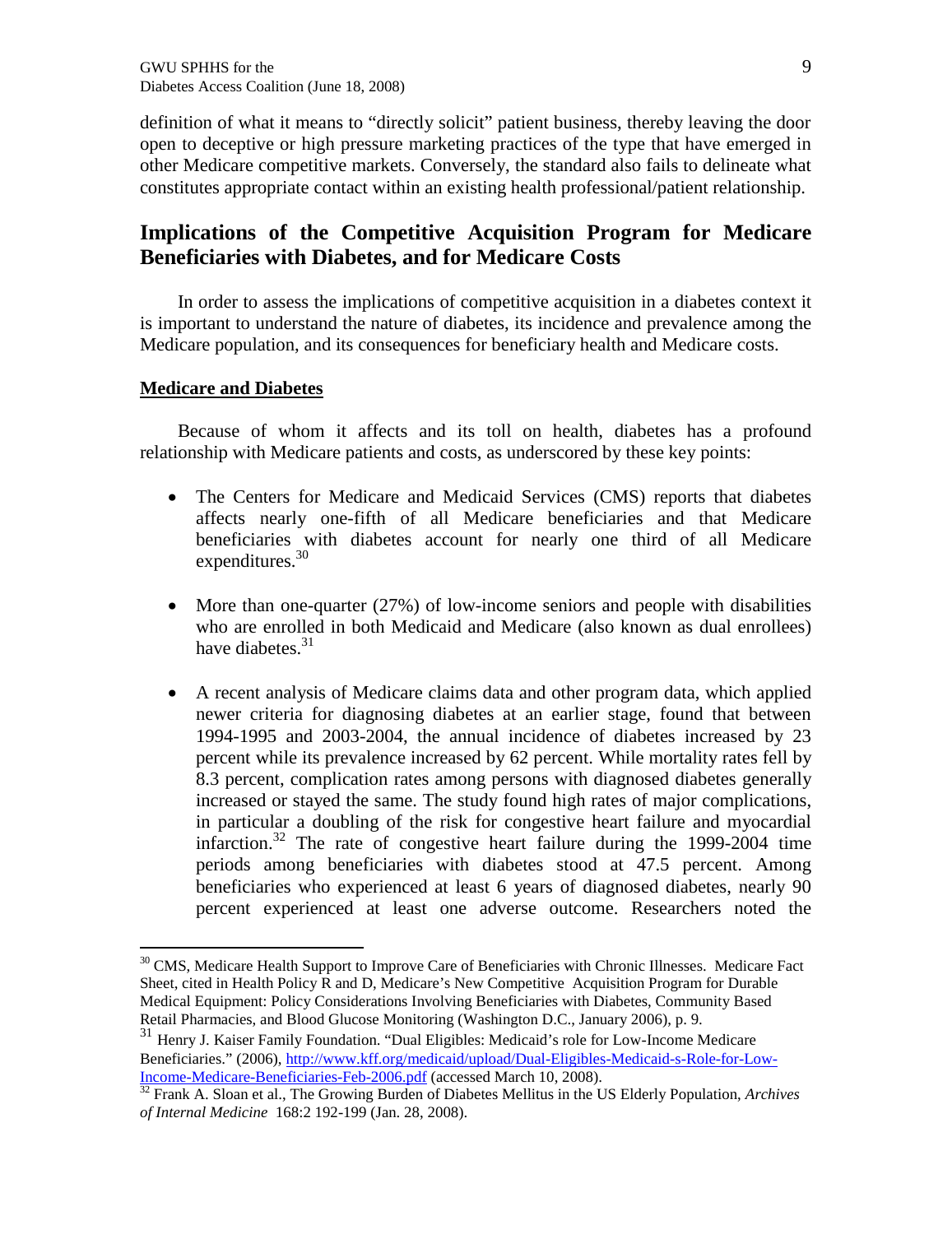definition of what it means to "directly solicit" patient business, thereby leaving the door open to deceptive or high pressure marketing practices of the type that have emerged in other Medicare competitive markets. Conversely, the standard also fails to delineate what constitutes appropriate contact within an existing health professional/patient relationship.

## Implications of the Competitive Acquisition Program for Medicare Beneficiaries with Diabetes, and for Medicare Costs

In order to assess the implications of competitive acquisition in a diabetes context it is important to understand the nature of diabetes, its incidence and prevalence among the Medicare population, and its consequences for beneficiary health and Medicare costs.

### Medicare and Diabetes

Because of whom it affects and its toll on health, diabetes has a profound relationship with Medicare patients and costs, as underscored by these key points:

- The Centers for Medicare and Medicaid Services (CMS) reports that diabetes affects nearly one-fifth of all Medicare beneficiaries and that Medicare beneficiaries with diabetes account for nearly one third of all Medicare expenditures.[30]

- More than one-quarter (27%) of low-income seniors and people with disabilities who are enrolled in both Medicaid and Medicare (also known as dual enrollees) have diabetes.[31]

- A recent analysis of Medicare claims data and other program data, which applied newer criteria for diagnosing diabetes at an earlier stage, found that between 1994-1995 and 2003-2004, the annual incidence of diabetes increased by 23 percent while its prevalence increased by 62 percent. While mortality rates fell by 8.3 percent, complication rates among persons with diagnosed diabetes generally increased or stayed the same. The study found high rates of major complications, in particular a doubling of the risk for congestive heart failure and myocardial infarction.[32] The rate of congestive heart failure during the 1999-2004 time periods among beneficiaries with diabetes stood at 47.5 percent. Among beneficiaries who experienced at least 6 years of diagnosed diabetes, nearly 90 percent experienced at least one adverse outcome. Researchers noted the

---

[30] CMS, Medicare Health Support to Improve Care of Beneficiaries with Chronic Illnesses. Medicare Fact Sheet, cited in Health Policy R and D, Medicare's New Competitive Acquisition Program for Durable Medical Equipment: Policy Considerations Involving Beneficiaries with Diabetes, Community Based Retail Pharmacies, and Blood Glucose Monitoring (Washington D.C., January 2006), p. 9.

[31] Henry J. Kaiser Family Foundation. "Dual Eligibles: Medicaid's role for Low-Income Medicare Beneficiaries." (2006), http://www.kff.org/medicaid/upload/Dual-Eligibles-Medicaid-s-Role-for-Low-Income-Medicare-Beneficiaries-Feb-2006.pdf (accessed March 10, 2008).

[32] Frank A. Sloan et al., The Growing Burden of Diabetes Mellitus in the US Elderly Population, *Archives of Internal Medicine* 168:2 192-199 (Jan. 28, 2008).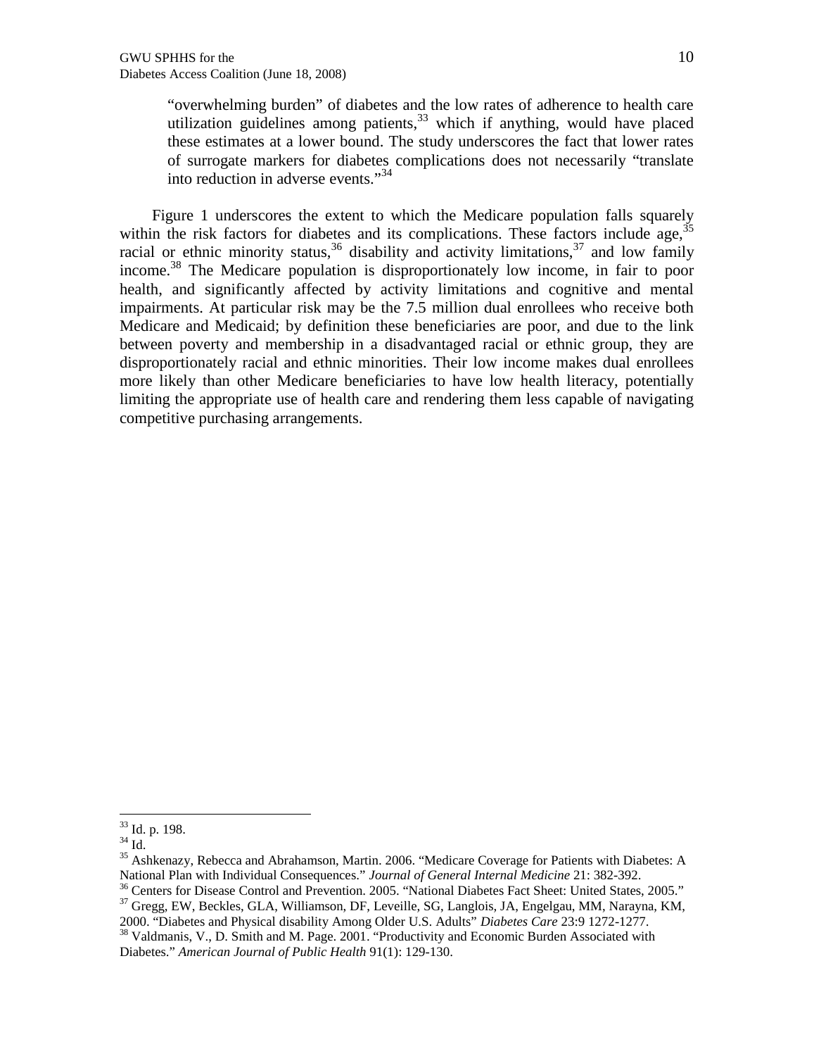"overwhelming burden" of diabetes and the low rates of adherence to health care utilization guidelines among patients,[33] which if anything, would have placed these estimates at a lower bound. The study underscores the fact that lower rates of surrogate markers for diabetes complications does not necessarily "translate into reduction in adverse events."[34]

Figure 1 underscores the extent to which the Medicare population falls squarely within the risk factors for diabetes and its complications. These factors include age,[35] racial or ethnic minority status,[36] disability and activity limitations,[37] and low family income.[38] The Medicare population is disproportionately low income, in fair to poor health, and significantly affected by activity limitations and cognitive and mental impairments. At particular risk may be the 7.5 million dual enrollees who receive both Medicare and Medicaid; by definition these beneficiaries are poor, and due to the link between poverty and membership in a disadvantaged racial or ethnic group, they are disproportionately racial and ethnic minorities. Their low income makes dual enrollees more likely than other Medicare beneficiaries to have low health literacy, potentially limiting the appropriate use of health care and rendering them less capable of navigating competitive purchasing arrangements.

---

[33] Id. p. 198.

[34] Id.

[35] Ashkenazy, Rebecca and Abrahamson, Martin. 2006. "Medicare Coverage for Patients with Diabetes: A National Plan with Individual Consequences." *Journal of General Internal Medicine* 21: 382-392.

[36] Centers for Disease Control and Prevention. 2005. "National Diabetes Fact Sheet: United States, 2005."

[37] Gregg, EW, Beckles, GLA, Williamson, DF, Leveille, SG, Langlois, JA, Engelgau, MM, Narayna, KM, 2000. "Diabetes and Physical disability Among Older U.S. Adults" *Diabetes Care* 23:9 1272-1277.

[38] Valdmanis, V., D. Smith and M. Page. 2001. "Productivity and Economic Burden Associated with Diabetes." *American Journal of Public Health* 91(1): 129-130.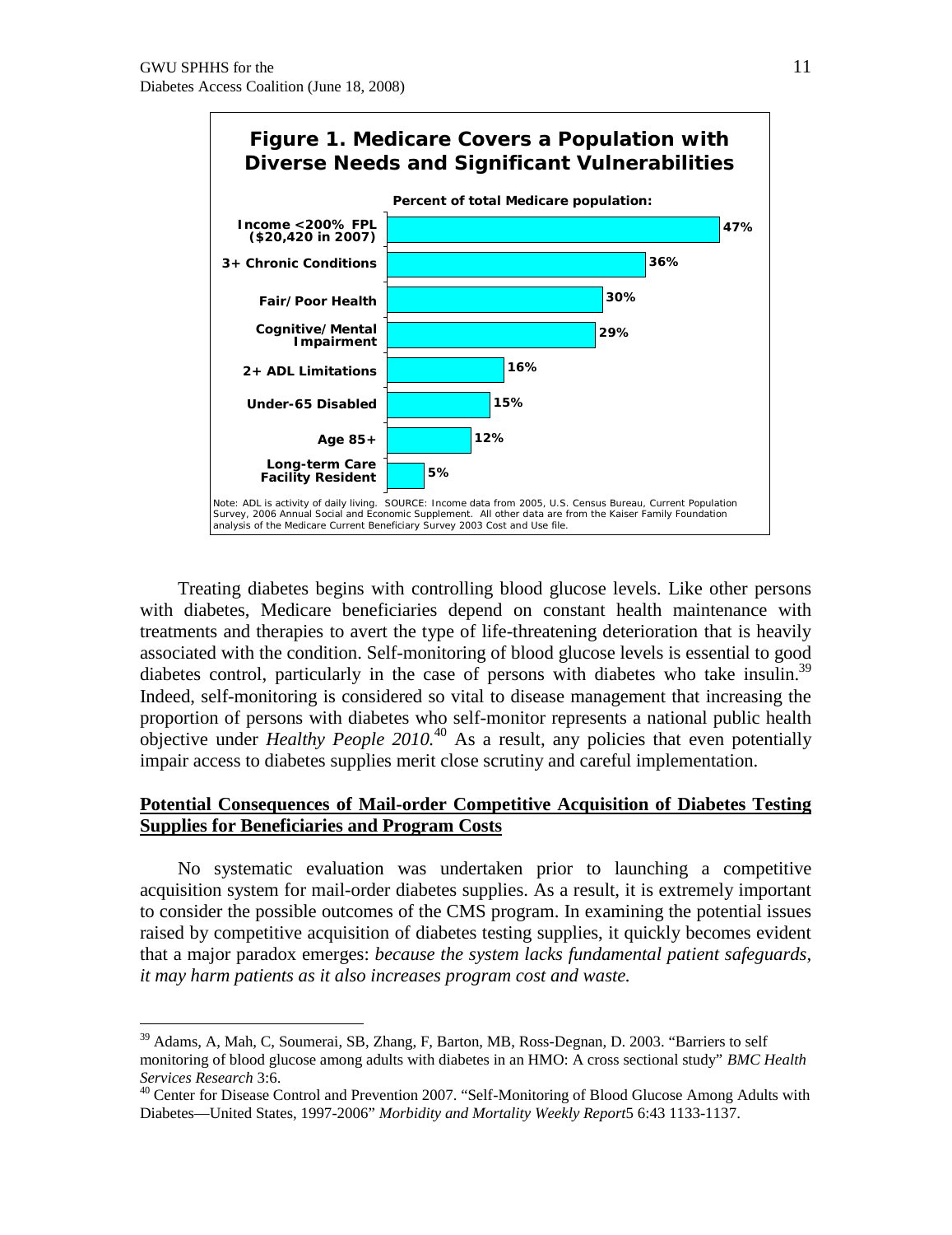**Figure 1. Medicare Covers a Population with Diverse Needs and Significant Vulnerabilities**

Percent of total Medicare population:

| Category | Percent |
| --- | --- |
| Income <200% FPL ($20,420 in 2007) | 47% |
| 3+ Chronic Conditions | 36% |
| Fair/Poor Health | 30% |
| Cognitive/Mental Impairment | 29% |
| 2+ ADL Limitations | 16% |
| Under-65 Disabled | 15% |
| Age 85+ | 12% |
| Long-term Care Facility Resident | 5% |

Note: ADL is activity of daily living. SOURCE: Income data from 2005, U.S. Census Bureau, Current Population Survey, 2006 Annual Social and Economic Supplement. All other data are from the Kaiser Family Foundation analysis of the Medicare Current Beneficiary Survey 2003 Cost and Use file.

Treating diabetes begins with controlling blood glucose levels. Like other persons with diabetes, Medicare beneficiaries depend on constant health maintenance with treatments and therapies to avert the type of life-threatening deterioration that is heavily associated with the condition. Self-monitoring of blood glucose levels is essential to good diabetes control, particularly in the case of persons with diabetes who take insulin.[39] Indeed, self-monitoring is considered so vital to disease management that increasing the proportion of persons with diabetes who self-monitor represents a national public health objective under *Healthy People 2010.*[40] As a result, any policies that even potentially impair access to diabetes supplies merit close scrutiny and careful implementation.

## Potential Consequences of Mail-order Competitive Acquisition of Diabetes Testing Supplies for Beneficiaries and Program Costs

No systematic evaluation was undertaken prior to launching a competitive acquisition system for mail-order diabetes supplies. As a result, it is extremely important to consider the possible outcomes of the CMS program. In examining the potential issues raised by competitive acquisition of diabetes testing supplies, it quickly becomes evident that a major paradox emerges: *because the system lacks fundamental patient safeguards, it may harm patients as it also increases program cost and waste.*

---

[39] Adams, A, Mah, C, Soumerai, SB, Zhang, F, Barton, MB, Ross-Degnan, D. 2003. "Barriers to self monitoring of blood glucose among adults with diabetes in an HMO: A cross sectional study" *BMC Health Services Research* 3:6.

[40] Center for Disease Control and Prevention 2007. "Self-Monitoring of Blood Glucose Among Adults with Diabetes—United States, 1997-2006" *Morbidity and Mortality Weekly Report*5 6:43 1133-1137.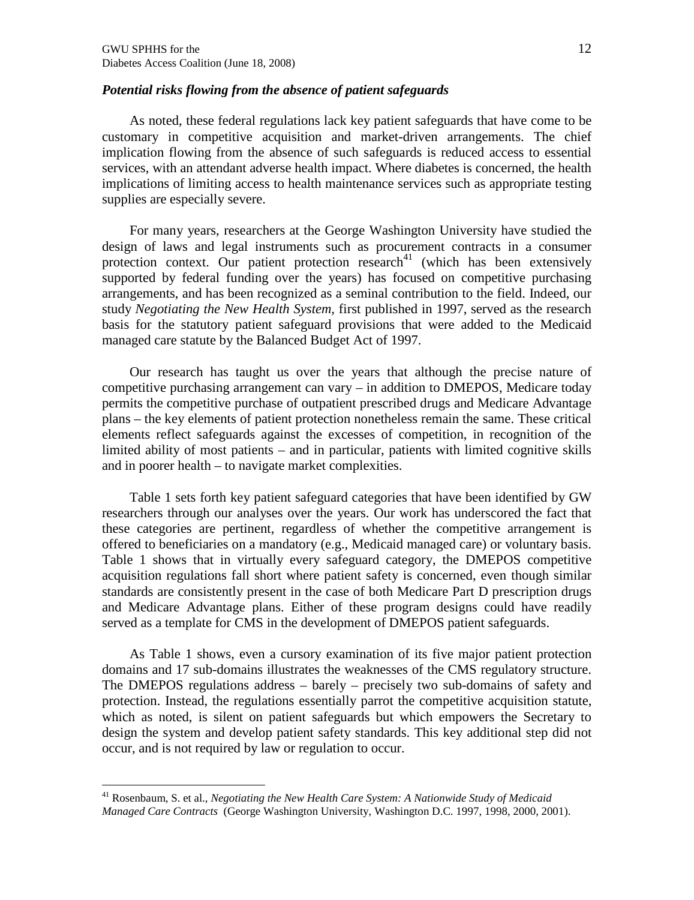### *Potential risks flowing from the absence of patient safeguards*

As noted, these federal regulations lack key patient safeguards that have come to be customary in competitive acquisition and market-driven arrangements. The chief implication flowing from the absence of such safeguards is reduced access to essential services, with an attendant adverse health impact. Where diabetes is concerned, the health implications of limiting access to health maintenance services such as appropriate testing supplies are especially severe.

For many years, researchers at the George Washington University have studied the design of laws and legal instruments such as procurement contracts in a consumer protection context. Our patient protection research[41] (which has been extensively supported by federal funding over the years) has focused on competitive purchasing arrangements, and has been recognized as a seminal contribution to the field. Indeed, our study *Negotiating the New Health System,* first published in 1997, served as the research basis for the statutory patient safeguard provisions that were added to the Medicaid managed care statute by the Balanced Budget Act of 1997.

Our research has taught us over the years that although the precise nature of competitive purchasing arrangement can vary – in addition to DMEPOS, Medicare today permits the competitive purchase of outpatient prescribed drugs and Medicare Advantage plans – the key elements of patient protection nonetheless remain the same. These critical elements reflect safeguards against the excesses of competition, in recognition of the limited ability of most patients – and in particular, patients with limited cognitive skills and in poorer health – to navigate market complexities.

Table 1 sets forth key patient safeguard categories that have been identified by GW researchers through our analyses over the years. Our work has underscored the fact that these categories are pertinent, regardless of whether the competitive arrangement is offered to beneficiaries on a mandatory (e.g., Medicaid managed care) or voluntary basis. Table 1 shows that in virtually every safeguard category, the DMEPOS competitive acquisition regulations fall short where patient safety is concerned, even though similar standards are consistently present in the case of both Medicare Part D prescription drugs and Medicare Advantage plans. Either of these program designs could have readily served as a template for CMS in the development of DMEPOS patient safeguards.

As Table 1 shows, even a cursory examination of its five major patient protection domains and 17 sub-domains illustrates the weaknesses of the CMS regulatory structure. The DMEPOS regulations address – barely – precisely two sub-domains of safety and protection. Instead, the regulations essentially parrot the competitive acquisition statute, which as noted, is silent on patient safeguards but which empowers the Secretary to design the system and develop patient safety standards. This key additional step did not occur, and is not required by law or regulation to occur.

---

[41] Rosenbaum, S. et al., *Negotiating the New Health Care System: A Nationwide Study of Medicaid Managed Care Contracts* (George Washington University, Washington D.C. 1997, 1998, 2000, 2001).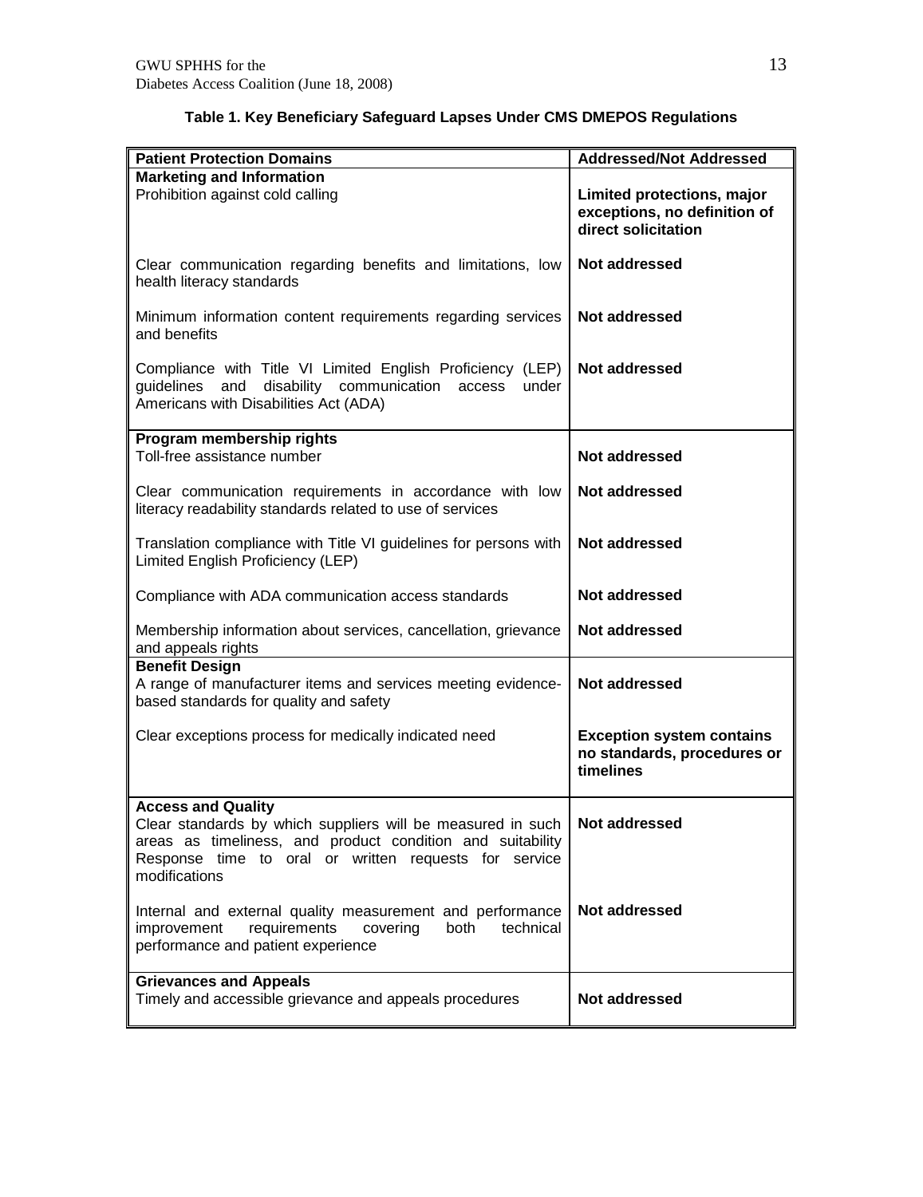**Table 1. Key Beneficiary Safeguard Lapses Under CMS DMEPOS Regulations**

| Patient Protection Domains | Addressed/Not Addressed |
|---|---|
| **Marketing and Information** | |
| Prohibition against cold calling | **Limited protections, major exceptions, no definition of direct solicitation** |
| Clear communication regarding benefits and limitations, low health literacy standards | **Not addressed** |
| Minimum information content requirements regarding services and benefits | **Not addressed** |
| Compliance with Title VI Limited English Proficiency (LEP) guidelines and disability communication access under Americans with Disabilities Act (ADA) | **Not addressed** |
| **Program membership rights** | |
| Toll-free assistance number | **Not addressed** |
| Clear communication requirements in accordance with low literacy readability standards related to use of services | **Not addressed** |
| Translation compliance with Title VI guidelines for persons with Limited English Proficiency (LEP) | **Not addressed** |
| Compliance with ADA communication access standards | **Not addressed** |
| Membership information about services, cancellation, grievance and appeals rights | **Not addressed** |
| **Benefit Design** | |
| A range of manufacturer items and services meeting evidence-based standards for quality and safety | **Not addressed** |
| Clear exceptions process for medically indicated need | **Exception system contains no standards, procedures or timelines** |
| **Access and Quality** | |
| Clear standards by which suppliers will be measured in such areas as timeliness, and product condition and suitability Response time to oral or written requests for service modifications | **Not addressed** |
| Internal and external quality measurement and performance improvement requirements covering both technical performance and patient experience | **Not addressed** |
| **Grievances and Appeals** | |
| Timely and accessible grievance and appeals procedures | **Not addressed** |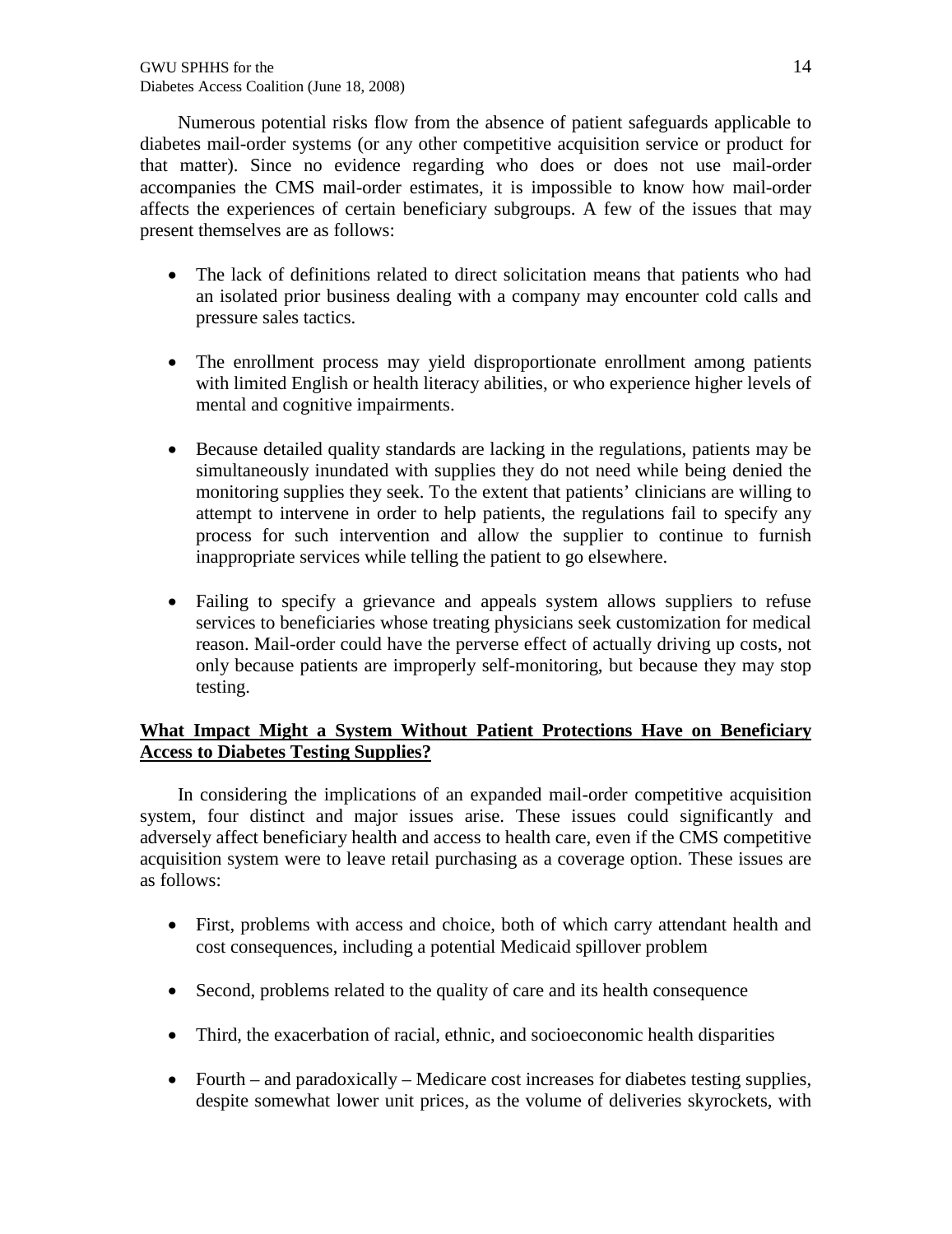Numerous potential risks flow from the absence of patient safeguards applicable to diabetes mail-order systems (or any other competitive acquisition service or product for that matter). Since no evidence regarding who does or does not use mail-order accompanies the CMS mail-order estimates, it is impossible to know how mail-order affects the experiences of certain beneficiary subgroups. A few of the issues that may present themselves are as follows:

- The lack of definitions related to direct solicitation means that patients who had an isolated prior business dealing with a company may encounter cold calls and pressure sales tactics.
- The enrollment process may yield disproportionate enrollment among patients with limited English or health literacy abilities, or who experience higher levels of mental and cognitive impairments.
- Because detailed quality standards are lacking in the regulations, patients may be simultaneously inundated with supplies they do not need while being denied the monitoring supplies they seek. To the extent that patients' clinicians are willing to attempt to intervene in order to help patients, the regulations fail to specify any process for such intervention and allow the supplier to continue to furnish inappropriate services while telling the patient to go elsewhere.
- Failing to specify a grievance and appeals system allows suppliers to refuse services to beneficiaries whose treating physicians seek customization for medical reason. Mail-order could have the perverse effect of actually driving up costs, not only because patients are improperly self-monitoring, but because they may stop testing.

## What Impact Might a System Without Patient Protections Have on Beneficiary Access to Diabetes Testing Supplies?

In considering the implications of an expanded mail-order competitive acquisition system, four distinct and major issues arise. These issues could significantly and adversely affect beneficiary health and access to health care, even if the CMS competitive acquisition system were to leave retail purchasing as a coverage option. These issues are as follows:

- First, problems with access and choice, both of which carry attendant health and cost consequences, including a potential Medicaid spillover problem
- Second, problems related to the quality of care and its health consequence
- Third, the exacerbation of racial, ethnic, and socioeconomic health disparities
- Fourth – and paradoxically – Medicare cost increases for diabetes testing supplies, despite somewhat lower unit prices, as the volume of deliveries skyrockets, with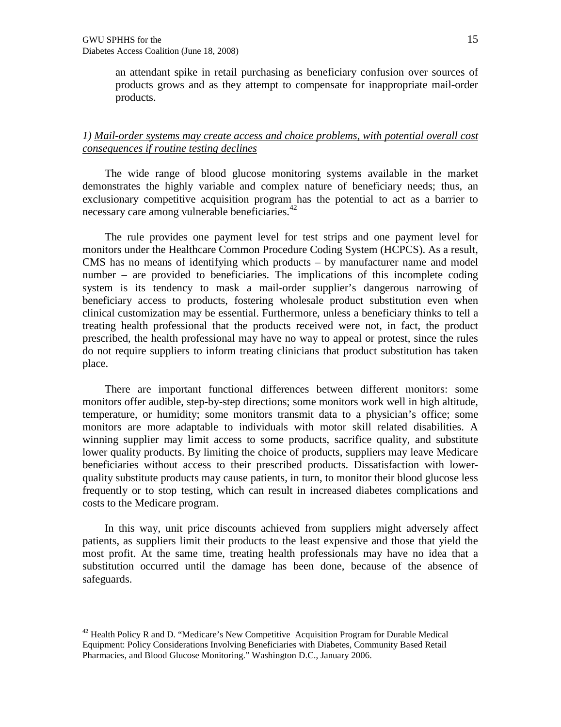an attendant spike in retail purchasing as beneficiary confusion over sources of products grows and as they attempt to compensate for inappropriate mail-order products.

*1) <u>Mail-order systems may create access and choice problems, with potential overall cost consequences if routine testing declines</u>*

The wide range of blood glucose monitoring systems available in the market demonstrates the highly variable and complex nature of beneficiary needs; thus, an exclusionary competitive acquisition program has the potential to act as a barrier to necessary care among vulnerable beneficiaries.[42]

The rule provides one payment level for test strips and one payment level for monitors under the Healthcare Common Procedure Coding System (HCPCS). As a result, CMS has no means of identifying which products – by manufacturer name and model number – are provided to beneficiaries. The implications of this incomplete coding system is its tendency to mask a mail-order supplier's dangerous narrowing of beneficiary access to products, fostering wholesale product substitution even when clinical customization may be essential. Furthermore, unless a beneficiary thinks to tell a treating health professional that the products received were not, in fact, the product prescribed, the health professional may have no way to appeal or protest, since the rules do not require suppliers to inform treating clinicians that product substitution has taken place.

There are important functional differences between different monitors: some monitors offer audible, step-by-step directions; some monitors work well in high altitude, temperature, or humidity; some monitors transmit data to a physician's office; some monitors are more adaptable to individuals with motor skill related disabilities. A winning supplier may limit access to some products, sacrifice quality, and substitute lower quality products. By limiting the choice of products, suppliers may leave Medicare beneficiaries without access to their prescribed products. Dissatisfaction with lower-quality substitute products may cause patients, in turn, to monitor their blood glucose less frequently or to stop testing, which can result in increased diabetes complications and costs to the Medicare program.

In this way, unit price discounts achieved from suppliers might adversely affect patients, as suppliers limit their products to the least expensive and those that yield the most profit. At the same time, treating health professionals may have no idea that a substitution occurred until the damage has been done, because of the absence of safeguards.

---

[42] Health Policy R and D. "Medicare's New Competitive Acquisition Program for Durable Medical Equipment: Policy Considerations Involving Beneficiaries with Diabetes, Community Based Retail Pharmacies, and Blood Glucose Monitoring." Washington D.C., January 2006.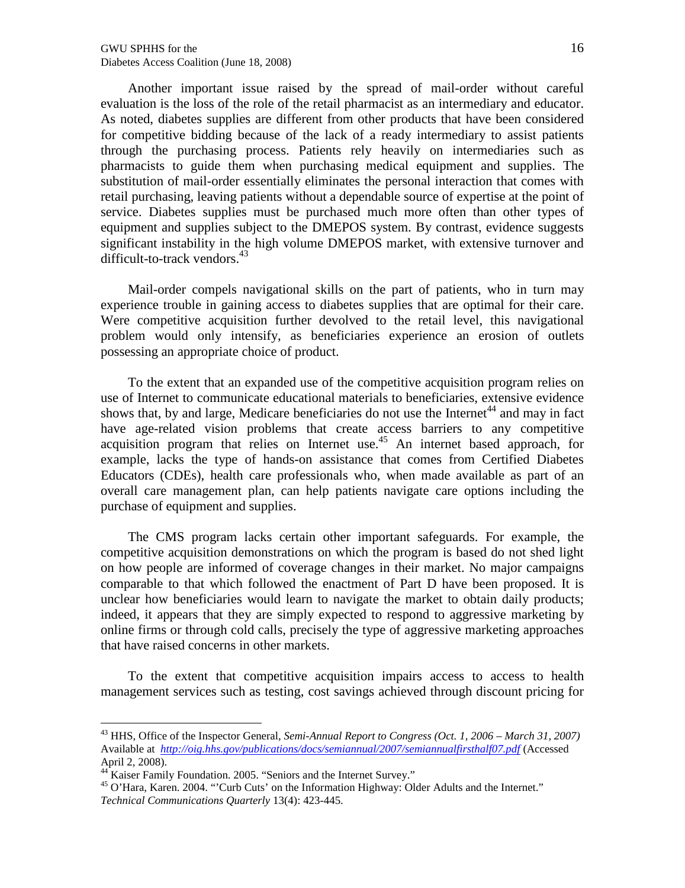Another important issue raised by the spread of mail-order without careful evaluation is the loss of the role of the retail pharmacist as an intermediary and educator. As noted, diabetes supplies are different from other products that have been considered for competitive bidding because of the lack of a ready intermediary to assist patients through the purchasing process. Patients rely heavily on intermediaries such as pharmacists to guide them when purchasing medical equipment and supplies. The substitution of mail-order essentially eliminates the personal interaction that comes with retail purchasing, leaving patients without a dependable source of expertise at the point of service. Diabetes supplies must be purchased much more often than other types of equipment and supplies subject to the DMEPOS system. By contrast, evidence suggests significant instability in the high volume DMEPOS market, with extensive turnover and difficult-to-track vendors.[43]

Mail-order compels navigational skills on the part of patients, who in turn may experience trouble in gaining access to diabetes supplies that are optimal for their care. Were competitive acquisition further devolved to the retail level, this navigational problem would only intensify, as beneficiaries experience an erosion of outlets possessing an appropriate choice of product.

To the extent that an expanded use of the competitive acquisition program relies on use of Internet to communicate educational materials to beneficiaries, extensive evidence shows that, by and large, Medicare beneficiaries do not use the Internet[44] and may in fact have age-related vision problems that create access barriers to any competitive acquisition program that relies on Internet use.[45] An internet based approach, for example, lacks the type of hands-on assistance that comes from Certified Diabetes Educators (CDEs), health care professionals who, when made available as part of an overall care management plan, can help patients navigate care options including the purchase of equipment and supplies.

The CMS program lacks certain other important safeguards. For example, the competitive acquisition demonstrations on which the program is based do not shed light on how people are informed of coverage changes in their market. No major campaigns comparable to that which followed the enactment of Part D have been proposed. It is unclear how beneficiaries would learn to navigate the market to obtain daily products; indeed, it appears that they are simply expected to respond to aggressive marketing by online firms or through cold calls, precisely the type of aggressive marketing approaches that have raised concerns in other markets.

To the extent that competitive acquisition impairs access to access to health management services such as testing, cost savings achieved through discount pricing for

---

[43] HHS, Office of the Inspector General, *Semi-Annual Report to Congress (Oct. 1, 2006 – March 31, 2007)* Available at *http://oig.hhs.gov/publications/docs/semiannual/2007/semiannualfirsthalf07.pdf* (Accessed April 2, 2008).

[44] Kaiser Family Foundation. 2005. "Seniors and the Internet Survey."

[45] O'Hara, Karen. 2004. "'Curb Cuts' on the Information Highway: Older Adults and the Internet." *Technical Communications Quarterly* 13(4): 423-445.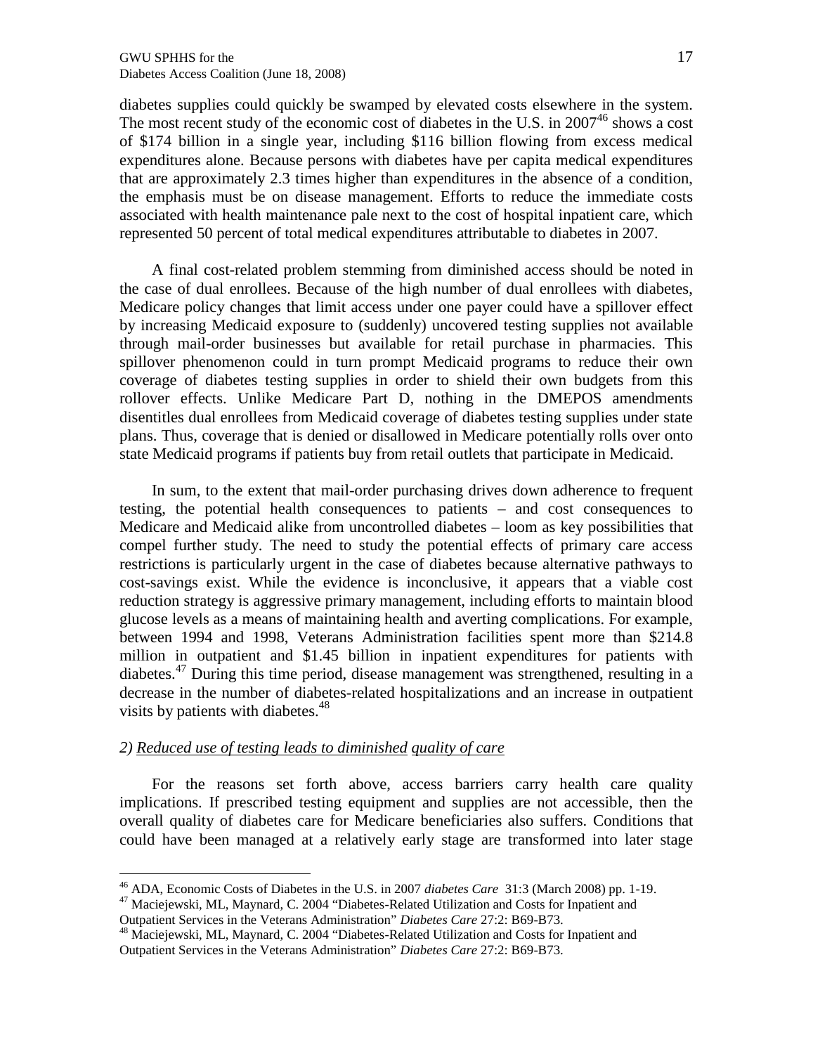diabetes supplies could quickly be swamped by elevated costs elsewhere in the system. The most recent study of the economic cost of diabetes in the U.S. in 2007[46] shows a cost of \$174 billion in a single year, including \$116 billion flowing from excess medical expenditures alone. Because persons with diabetes have per capita medical expenditures that are approximately 2.3 times higher than expenditures in the absence of a condition, the emphasis must be on disease management. Efforts to reduce the immediate costs associated with health maintenance pale next to the cost of hospital inpatient care, which represented 50 percent of total medical expenditures attributable to diabetes in 2007.

A final cost-related problem stemming from diminished access should be noted in the case of dual enrollees. Because of the high number of dual enrollees with diabetes, Medicare policy changes that limit access under one payer could have a spillover effect by increasing Medicaid exposure to (suddenly) uncovered testing supplies not available through mail-order businesses but available for retail purchase in pharmacies. This spillover phenomenon could in turn prompt Medicaid programs to reduce their own coverage of diabetes testing supplies in order to shield their own budgets from this rollover effects. Unlike Medicare Part D, nothing in the DMEPOS amendments disentitles dual enrollees from Medicaid coverage of diabetes testing supplies under state plans. Thus, coverage that is denied or disallowed in Medicare potentially rolls over onto state Medicaid programs if patients buy from retail outlets that participate in Medicaid.

In sum, to the extent that mail-order purchasing drives down adherence to frequent testing, the potential health consequences to patients – and cost consequences to Medicare and Medicaid alike from uncontrolled diabetes – loom as key possibilities that compel further study. The need to study the potential effects of primary care access restrictions is particularly urgent in the case of diabetes because alternative pathways to cost-savings exist. While the evidence is inconclusive, it appears that a viable cost reduction strategy is aggressive primary management, including efforts to maintain blood glucose levels as a means of maintaining health and averting complications. For example, between 1994 and 1998, Veterans Administration facilities spent more than \$214.8 million in outpatient and \$1.45 billion in inpatient expenditures for patients with diabetes.[47] During this time period, disease management was strengthened, resulting in a decrease in the number of diabetes-related hospitalizations and an increase in outpatient visits by patients with diabetes.[48]

*2) Reduced use of testing leads to diminished quality of care*

For the reasons set forth above, access barriers carry health care quality implications. If prescribed testing equipment and supplies are not accessible, then the overall quality of diabetes care for Medicare beneficiaries also suffers. Conditions that could have been managed at a relatively early stage are transformed into later stage

---

[46] ADA, Economic Costs of Diabetes in the U.S. in 2007 *diabetes Care* 31:3 (March 2008) pp. 1-19.

[47] Maciejewski, ML, Maynard, C. 2004 "Diabetes-Related Utilization and Costs for Inpatient and Outpatient Services in the Veterans Administration" *Diabetes Care* 27:2: B69-B73.

[48] Maciejewski, ML, Maynard, C. 2004 "Diabetes-Related Utilization and Costs for Inpatient and Outpatient Services in the Veterans Administration" *Diabetes Care* 27:2: B69-B73.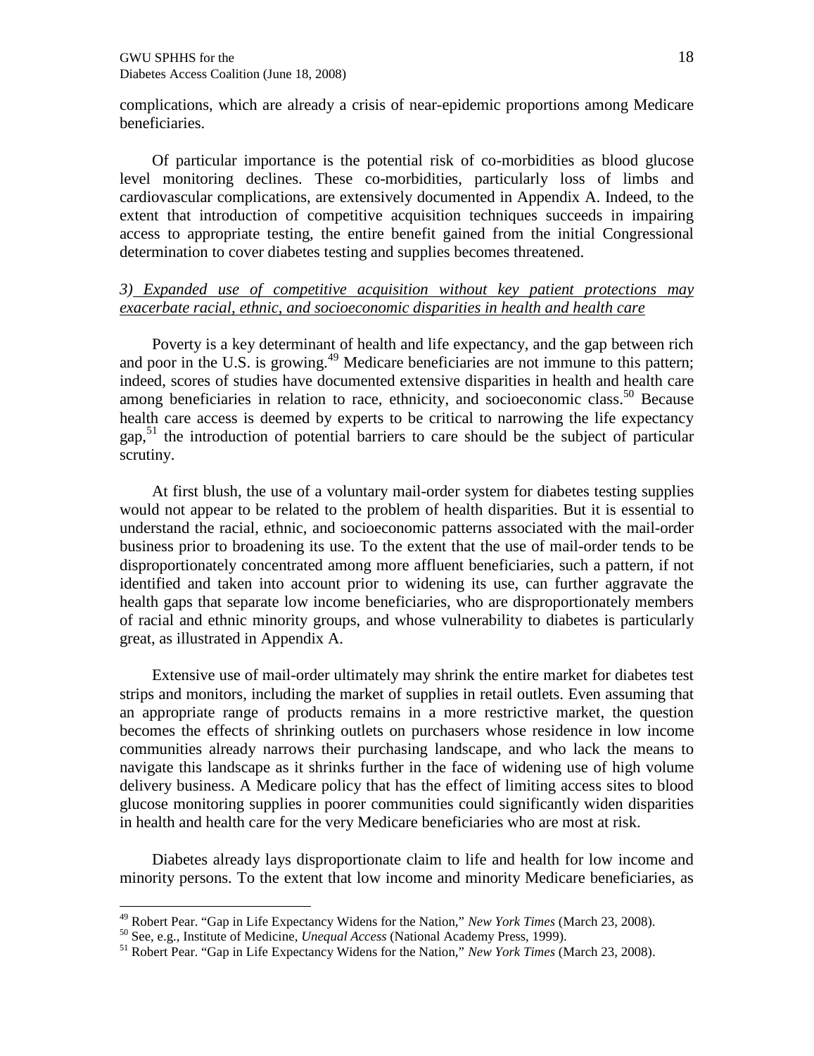complications, which are already a crisis of near-epidemic proportions among Medicare beneficiaries.

Of particular importance is the potential risk of co-morbidities as blood glucose level monitoring declines. These co-morbidities, particularly loss of limbs and cardiovascular complications, are extensively documented in Appendix A. Indeed, to the extent that introduction of competitive acquisition techniques succeeds in impairing access to appropriate testing, the entire benefit gained from the initial Congressional determination to cover diabetes testing and supplies becomes threatened.

*3) Expanded use of competitive acquisition without key patient protections may exacerbate racial, ethnic, and socioeconomic disparities in health and health care*

Poverty is a key determinant of health and life expectancy, and the gap between rich and poor in the U.S. is growing.[49] Medicare beneficiaries are not immune to this pattern; indeed, scores of studies have documented extensive disparities in health and health care among beneficiaries in relation to race, ethnicity, and socioeconomic class.[50] Because health care access is deemed by experts to be critical to narrowing the life expectancy gap,[51] the introduction of potential barriers to care should be the subject of particular scrutiny.

At first blush, the use of a voluntary mail-order system for diabetes testing supplies would not appear to be related to the problem of health disparities. But it is essential to understand the racial, ethnic, and socioeconomic patterns associated with the mail-order business prior to broadening its use. To the extent that the use of mail-order tends to be disproportionately concentrated among more affluent beneficiaries, such a pattern, if not identified and taken into account prior to widening its use, can further aggravate the health gaps that separate low income beneficiaries, who are disproportionately members of racial and ethnic minority groups, and whose vulnerability to diabetes is particularly great, as illustrated in Appendix A.

Extensive use of mail-order ultimately may shrink the entire market for diabetes test strips and monitors, including the market of supplies in retail outlets. Even assuming that an appropriate range of products remains in a more restrictive market, the question becomes the effects of shrinking outlets on purchasers whose residence in low income communities already narrows their purchasing landscape, and who lack the means to navigate this landscape as it shrinks further in the face of widening use of high volume delivery business. A Medicare policy that has the effect of limiting access sites to blood glucose monitoring supplies in poorer communities could significantly widen disparities in health and health care for the very Medicare beneficiaries who are most at risk.

Diabetes already lays disproportionate claim to life and health for low income and minority persons. To the extent that low income and minority Medicare beneficiaries, as

---

[49] Robert Pear. "Gap in Life Expectancy Widens for the Nation," *New York Times* (March 23, 2008).

[50] See, e.g., Institute of Medicine, *Unequal Access* (National Academy Press, 1999).

[51] Robert Pear. "Gap in Life Expectancy Widens for the Nation," *New York Times* (March 23, 2008).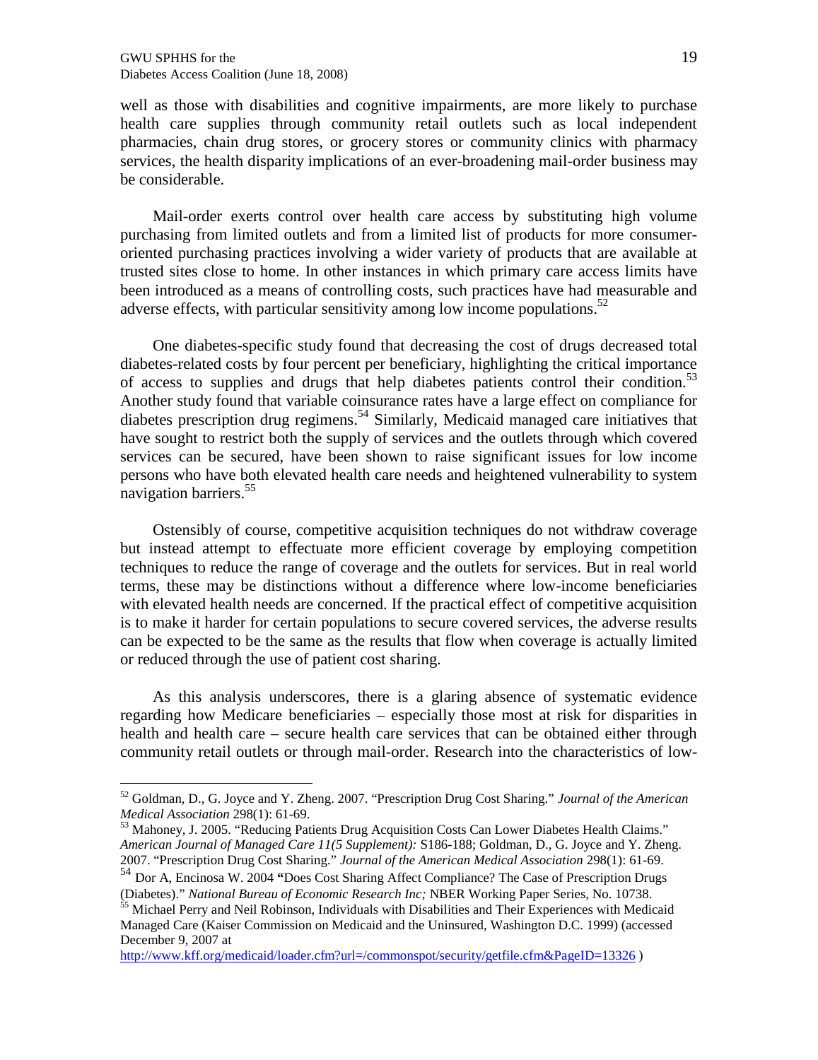well as those with disabilities and cognitive impairments, are more likely to purchase health care supplies through community retail outlets such as local independent pharmacies, chain drug stores, or grocery stores or community clinics with pharmacy services, the health disparity implications of an ever-broadening mail-order business may be considerable.

Mail-order exerts control over health care access by substituting high volume purchasing from limited outlets and from a limited list of products for more consumer-oriented purchasing practices involving a wider variety of products that are available at trusted sites close to home. In other instances in which primary care access limits have been introduced as a means of controlling costs, such practices have had measurable and adverse effects, with particular sensitivity among low income populations.[52]

One diabetes-specific study found that decreasing the cost of drugs decreased total diabetes-related costs by four percent per beneficiary, highlighting the critical importance of access to supplies and drugs that help diabetes patients control their condition.[53] Another study found that variable coinsurance rates have a large effect on compliance for diabetes prescription drug regimens.[54] Similarly, Medicaid managed care initiatives that have sought to restrict both the supply of services and the outlets through which covered services can be secured, have been shown to raise significant issues for low income persons who have both elevated health care needs and heightened vulnerability to system navigation barriers.[55]

Ostensibly of course, competitive acquisition techniques do not withdraw coverage but instead attempt to effectuate more efficient coverage by employing competition techniques to reduce the range of coverage and the outlets for services. But in real world terms, these may be distinctions without a difference where low-income beneficiaries with elevated health needs are concerned. If the practical effect of competitive acquisition is to make it harder for certain populations to secure covered services, the adverse results can be expected to be the same as the results that flow when coverage is actually limited or reduced through the use of patient cost sharing.

As this analysis underscores, there is a glaring absence of systematic evidence regarding how Medicare beneficiaries – especially those most at risk for disparities in health and health care – secure health care services that can be obtained either through community retail outlets or through mail-order. Research into the characteristics of low-

---

[52] Goldman, D., G. Joyce and Y. Zheng. 2007. "Prescription Drug Cost Sharing." *Journal of the American Medical Association* 298(1): 61-69.

[53] Mahoney, J. 2005. "Reducing Patients Drug Acquisition Costs Can Lower Diabetes Health Claims." *American Journal of Managed Care 11(5 Supplement):* S186-188; Goldman, D., G. Joyce and Y. Zheng. 2007. "Prescription Drug Cost Sharing." *Journal of the American Medical Association* 298(1): 61-69.

[54] Dor A, Encinosa W. 2004 **"**Does Cost Sharing Affect Compliance? The Case of Prescription Drugs (Diabetes)." *National Bureau of Economic Research Inc;* NBER Working Paper Series, No. 10738.

[55] Michael Perry and Neil Robinson, Individuals with Disabilities and Their Experiences with Medicaid Managed Care (Kaiser Commission on Medicaid and the Uninsured, Washington D.C. 1999) (accessed December 9, 2007 at http://www.kff.org/medicaid/loader.cfm?url=/commonspot/security/getfile.cfm&PageID=13326 )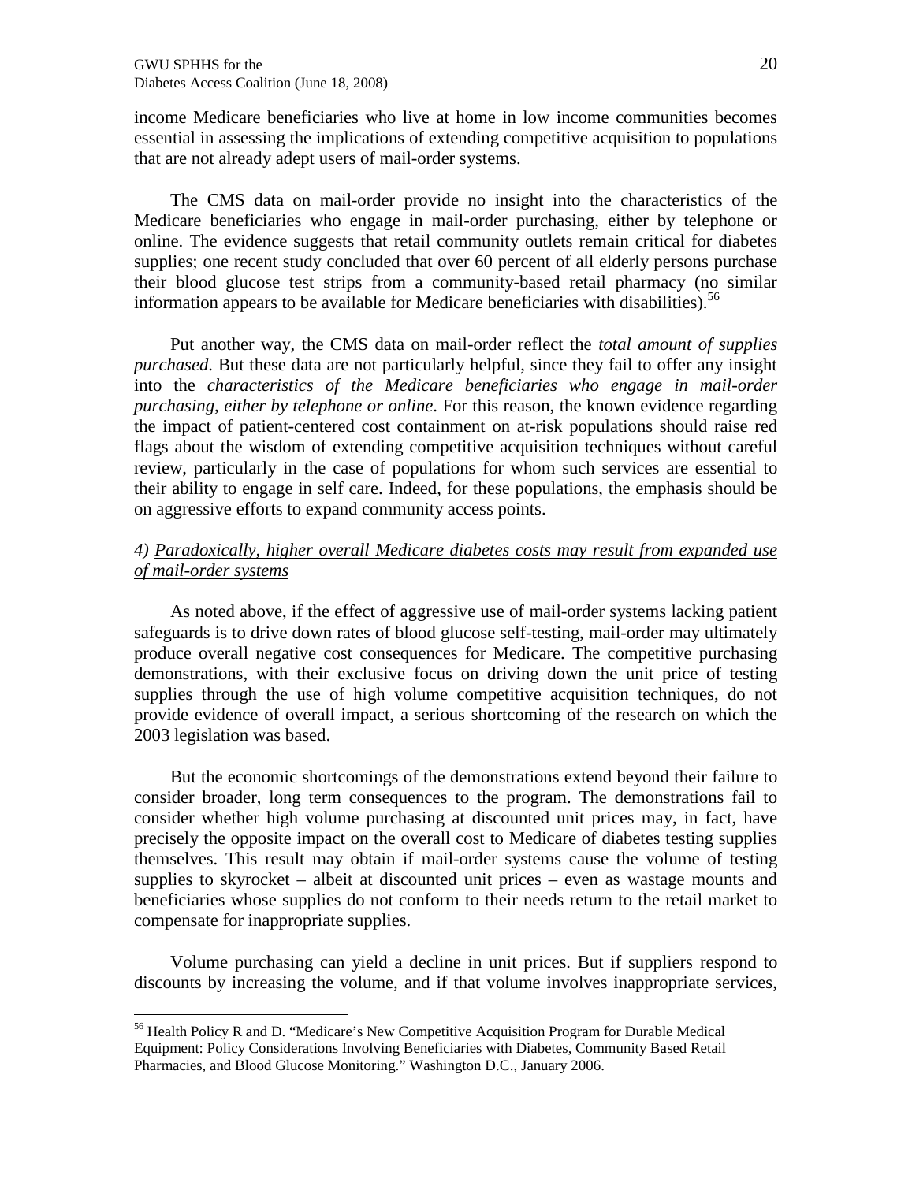income Medicare beneficiaries who live at home in low income communities becomes essential in assessing the implications of extending competitive acquisition to populations that are not already adept users of mail-order systems.

The CMS data on mail-order provide no insight into the characteristics of the Medicare beneficiaries who engage in mail-order purchasing, either by telephone or online. The evidence suggests that retail community outlets remain critical for diabetes supplies; one recent study concluded that over 60 percent of all elderly persons purchase their blood glucose test strips from a community-based retail pharmacy (no similar information appears to be available for Medicare beneficiaries with disabilities).[56]

Put another way, the CMS data on mail-order reflect the *total amount of supplies purchased*. But these data are not particularly helpful, since they fail to offer any insight into the *characteristics of the Medicare beneficiaries who engage in mail-order purchasing, either by telephone or online*. For this reason, the known evidence regarding the impact of patient-centered cost containment on at-risk populations should raise red flags about the wisdom of extending competitive acquisition techniques without careful review, particularly in the case of populations for whom such services are essential to their ability to engage in self care. Indeed, for these populations, the emphasis should be on aggressive efforts to expand community access points.

*4) Paradoxically, higher overall Medicare diabetes costs may result from expanded use of mail-order systems*

As noted above, if the effect of aggressive use of mail-order systems lacking patient safeguards is to drive down rates of blood glucose self-testing, mail-order may ultimately produce overall negative cost consequences for Medicare. The competitive purchasing demonstrations, with their exclusive focus on driving down the unit price of testing supplies through the use of high volume competitive acquisition techniques, do not provide evidence of overall impact, a serious shortcoming of the research on which the 2003 legislation was based.

But the economic shortcomings of the demonstrations extend beyond their failure to consider broader, long term consequences to the program. The demonstrations fail to consider whether high volume purchasing at discounted unit prices may, in fact, have precisely the opposite impact on the overall cost to Medicare of diabetes testing supplies themselves. This result may obtain if mail-order systems cause the volume of testing supplies to skyrocket – albeit at discounted unit prices – even as wastage mounts and beneficiaries whose supplies do not conform to their needs return to the retail market to compensate for inappropriate supplies.

Volume purchasing can yield a decline in unit prices. But if suppliers respond to discounts by increasing the volume, and if that volume involves inappropriate services,

---

[56] Health Policy R and D. "Medicare's New Competitive Acquisition Program for Durable Medical Equipment: Policy Considerations Involving Beneficiaries with Diabetes, Community Based Retail Pharmacies, and Blood Glucose Monitoring." Washington D.C., January 2006.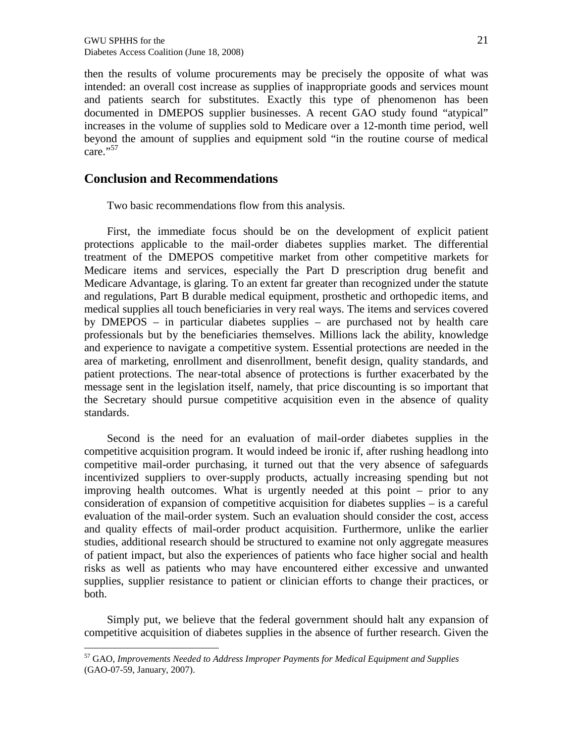then the results of volume procurements may be precisely the opposite of what was intended: an overall cost increase as supplies of inappropriate goods and services mount and patients search for substitutes. Exactly this type of phenomenon has been documented in DMEPOS supplier businesses. A recent GAO study found "atypical" increases in the volume of supplies sold to Medicare over a 12-month time period, well beyond the amount of supplies and equipment sold "in the routine course of medical care."[57]

## Conclusion and Recommendations

Two basic recommendations flow from this analysis.

First, the immediate focus should be on the development of explicit patient protections applicable to the mail-order diabetes supplies market. The differential treatment of the DMEPOS competitive market from other competitive markets for Medicare items and services, especially the Part D prescription drug benefit and Medicare Advantage, is glaring. To an extent far greater than recognized under the statute and regulations, Part B durable medical equipment, prosthetic and orthopedic items, and medical supplies all touch beneficiaries in very real ways. The items and services covered by DMEPOS – in particular diabetes supplies – are purchased not by health care professionals but by the beneficiaries themselves. Millions lack the ability, knowledge and experience to navigate a competitive system. Essential protections are needed in the area of marketing, enrollment and disenrollment, benefit design, quality standards, and patient protections. The near-total absence of protections is further exacerbated by the message sent in the legislation itself, namely, that price discounting is so important that the Secretary should pursue competitive acquisition even in the absence of quality standards.

Second is the need for an evaluation of mail-order diabetes supplies in the competitive acquisition program. It would indeed be ironic if, after rushing headlong into competitive mail-order purchasing, it turned out that the very absence of safeguards incentivized suppliers to over-supply products, actually increasing spending but not improving health outcomes. What is urgently needed at this point – prior to any consideration of expansion of competitive acquisition for diabetes supplies – is a careful evaluation of the mail-order system. Such an evaluation should consider the cost, access and quality effects of mail-order product acquisition. Furthermore, unlike the earlier studies, additional research should be structured to examine not only aggregate measures of patient impact, but also the experiences of patients who face higher social and health risks as well as patients who may have encountered either excessive and unwanted supplies, supplier resistance to patient or clinician efforts to change their practices, or both.

Simply put, we believe that the federal government should halt any expansion of competitive acquisition of diabetes supplies in the absence of further research. Given the

---

[57] GAO, *Improvements Needed to Address Improper Payments for Medical Equipment and Supplies* (GAO-07-59, January, 2007).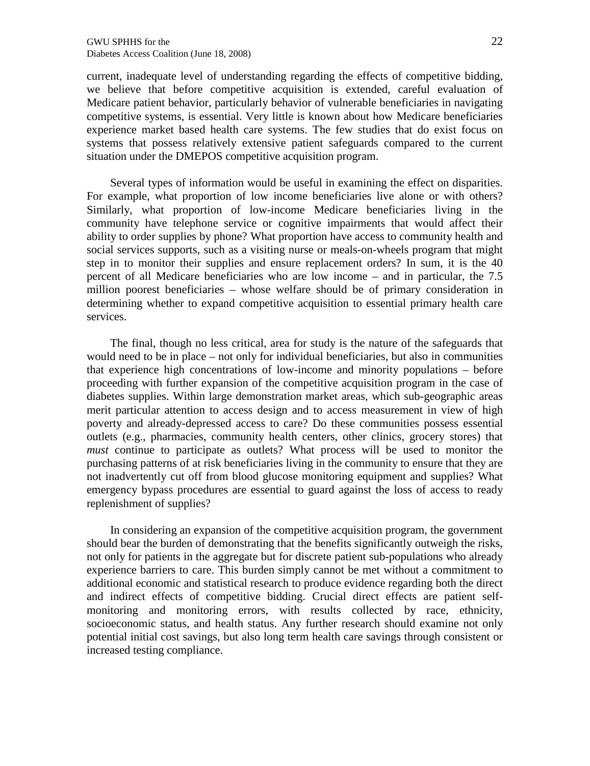current, inadequate level of understanding regarding the effects of competitive bidding, we believe that before competitive acquisition is extended, careful evaluation of Medicare patient behavior, particularly behavior of vulnerable beneficiaries in navigating competitive systems, is essential. Very little is known about how Medicare beneficiaries experience market based health care systems. The few studies that do exist focus on systems that possess relatively extensive patient safeguards compared to the current situation under the DMEPOS competitive acquisition program.

Several types of information would be useful in examining the effect on disparities. For example, what proportion of low income beneficiaries live alone or with others? Similarly, what proportion of low-income Medicare beneficiaries living in the community have telephone service or cognitive impairments that would affect their ability to order supplies by phone? What proportion have access to community health and social services supports, such as a visiting nurse or meals-on-wheels program that might step in to monitor their supplies and ensure replacement orders? In sum, it is the 40 percent of all Medicare beneficiaries who are low income – and in particular, the 7.5 million poorest beneficiaries – whose welfare should be of primary consideration in determining whether to expand competitive acquisition to essential primary health care services.

The final, though no less critical, area for study is the nature of the safeguards that would need to be in place – not only for individual beneficiaries, but also in communities that experience high concentrations of low-income and minority populations – before proceeding with further expansion of the competitive acquisition program in the case of diabetes supplies. Within large demonstration market areas, which sub-geographic areas merit particular attention to access design and to access measurement in view of high poverty and already-depressed access to care? Do these communities possess essential outlets (e.g., pharmacies, community health centers, other clinics, grocery stores) that *must* continue to participate as outlets? What process will be used to monitor the purchasing patterns of at risk beneficiaries living in the community to ensure that they are not inadvertently cut off from blood glucose monitoring equipment and supplies? What emergency bypass procedures are essential to guard against the loss of access to ready replenishment of supplies?

In considering an expansion of the competitive acquisition program, the government should bear the burden of demonstrating that the benefits significantly outweigh the risks, not only for patients in the aggregate but for discrete patient sub-populations who already experience barriers to care. This burden simply cannot be met without a commitment to additional economic and statistical research to produce evidence regarding both the direct and indirect effects of competitive bidding. Crucial direct effects are patient self-monitoring and monitoring errors, with results collected by race, ethnicity, socioeconomic status, and health status. Any further research should examine not only potential initial cost savings, but also long term health care savings through consistent or increased testing compliance.